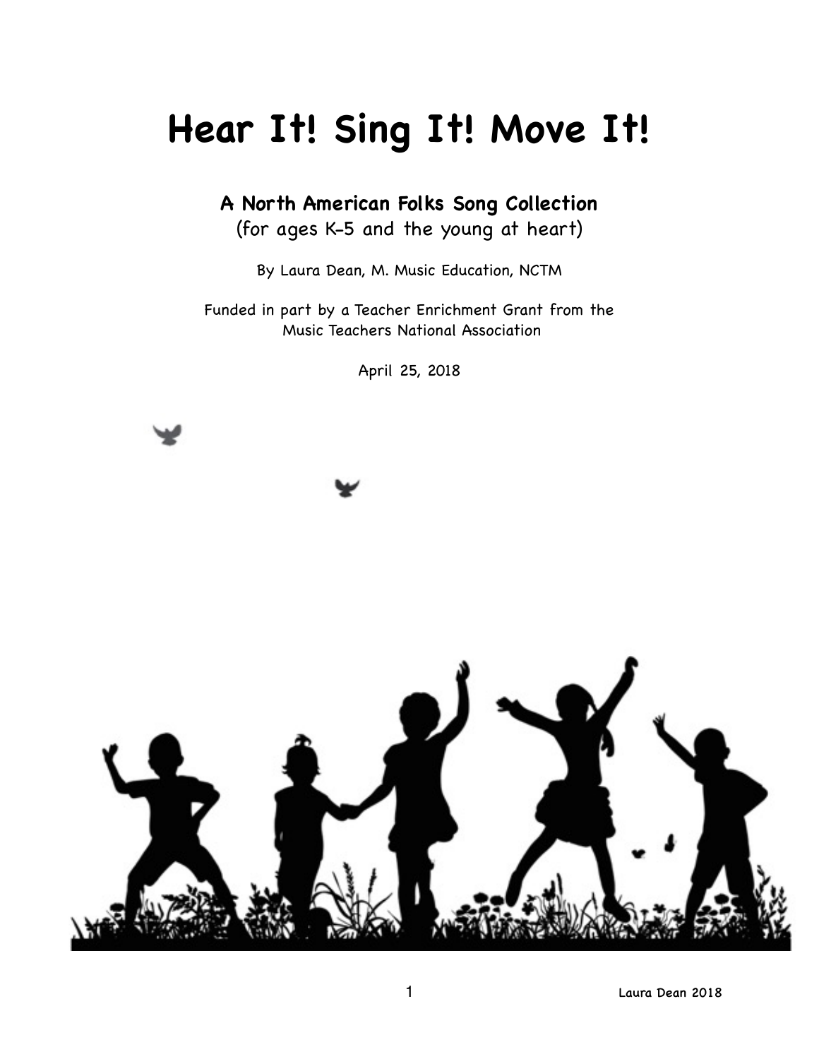# Hear It! Sing It! Move It!

**A North American Folks Song Collection**
(for ages K-5 and the young at heart)

By Laura Dean, M. Music Education, NCTM

Funded in part by a Teacher Enrichment Grant from the Music Teachers National Association

April 25, 2018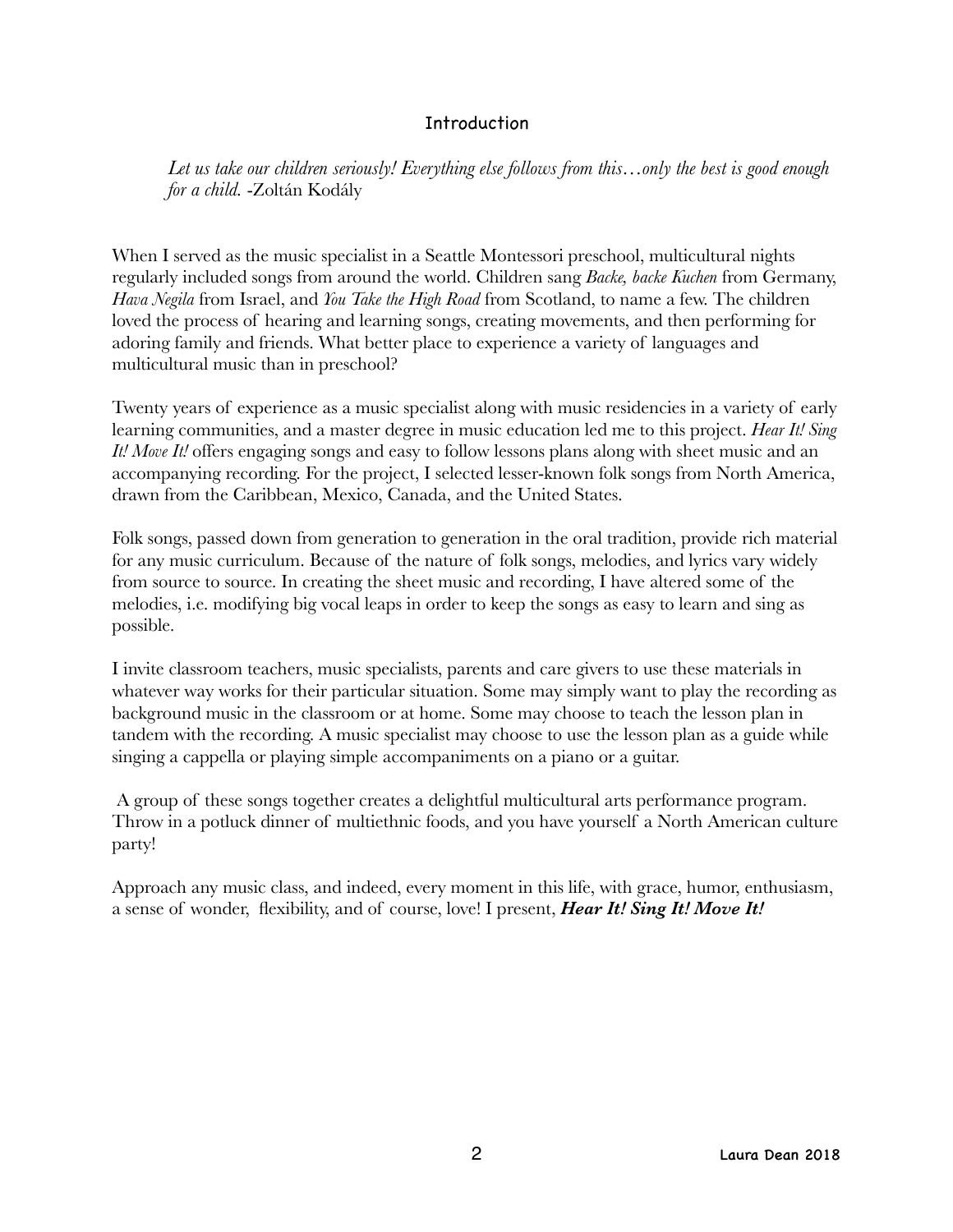# Introduction

*Let us take our children seriously! Everything else follows from this…only the best is good enough for a child.* -Zoltán Kodály

When I served as the music specialist in a Seattle Montessori preschool, multicultural nights regularly included songs from around the world. Children sang *Backe, backe Kuchen* from Germany, *Hava Negila* from Israel, and *You Take the High Road* from Scotland, to name a few. The children loved the process of hearing and learning songs, creating movements, and then performing for adoring family and friends. What better place to experience a variety of languages and multicultural music than in preschool?

Twenty years of experience as a music specialist along with music residencies in a variety of early learning communities, and a master degree in music education led me to this project. *Hear It! Sing It! Move It!* offers engaging songs and easy to follow lessons plans along with sheet music and an accompanying recording. For the project, I selected lesser-known folk songs from North America, drawn from the Caribbean, Mexico, Canada, and the United States.

Folk songs, passed down from generation to generation in the oral tradition, provide rich material for any music curriculum. Because of the nature of folk songs, melodies, and lyrics vary widely from source to source. In creating the sheet music and recording, I have altered some of the melodies, i.e. modifying big vocal leaps in order to keep the songs as easy to learn and sing as possible.

I invite classroom teachers, music specialists, parents and care givers to use these materials in whatever way works for their particular situation. Some may simply want to play the recording as background music in the classroom or at home. Some may choose to teach the lesson plan in tandem with the recording. A music specialist may choose to use the lesson plan as a guide while singing a cappella or playing simple accompaniments on a piano or a guitar.

A group of these songs together creates a delightful multicultural arts performance program. Throw in a potluck dinner of multiethnic foods, and you have yourself a North American culture party!

Approach any music class, and indeed, every moment in this life, with grace, humor, enthusiasm, a sense of wonder, flexibility, and of course, love! I present, ***Hear It! Sing It! Move It!***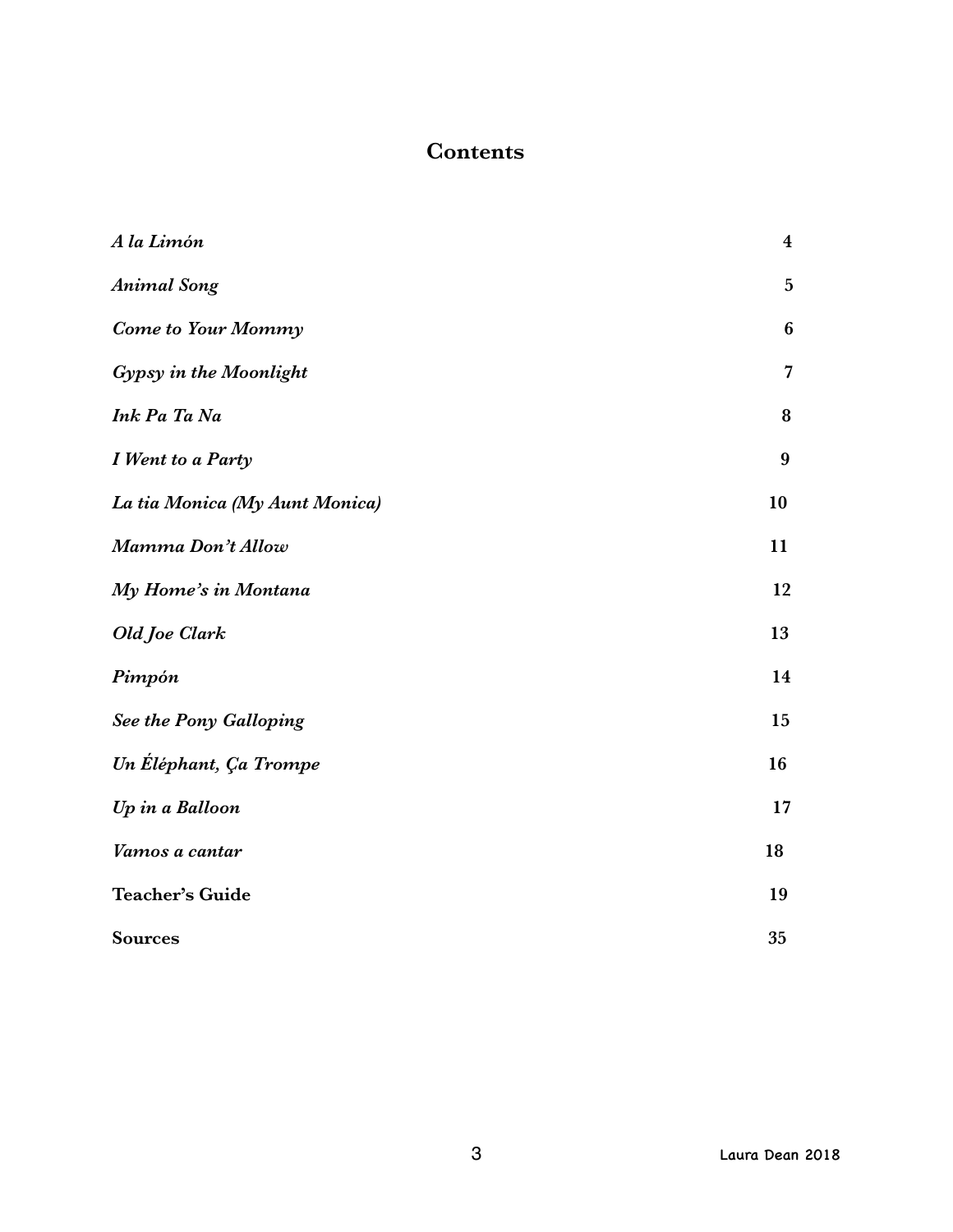# Contents

| | |
|---|---|
| *A la Limón* | 4 |
| *Animal Song* | 5 |
| *Come to Your Mommy* | 6 |
| *Gypsy in the Moonlight* | 7 |
| *Ink Pa Ta Na* | 8 |
| *I Went to a Party* | 9 |
| *La tia Monica (My Aunt Monica)* | 10 |
| *Mamma Don't Allow* | 11 |
| *My Home's in Montana* | 12 |
| *Old Joe Clark* | 13 |
| *Pimpón* | 14 |
| *See the Pony Galloping* | 15 |
| *Un Éléphant, Ça Trompe* | 16 |
| *Up in a Balloon* | 17 |
| *Vamos a cantar* | 18 |
| **Teacher's Guide** | 19 |
| **Sources** | 35 |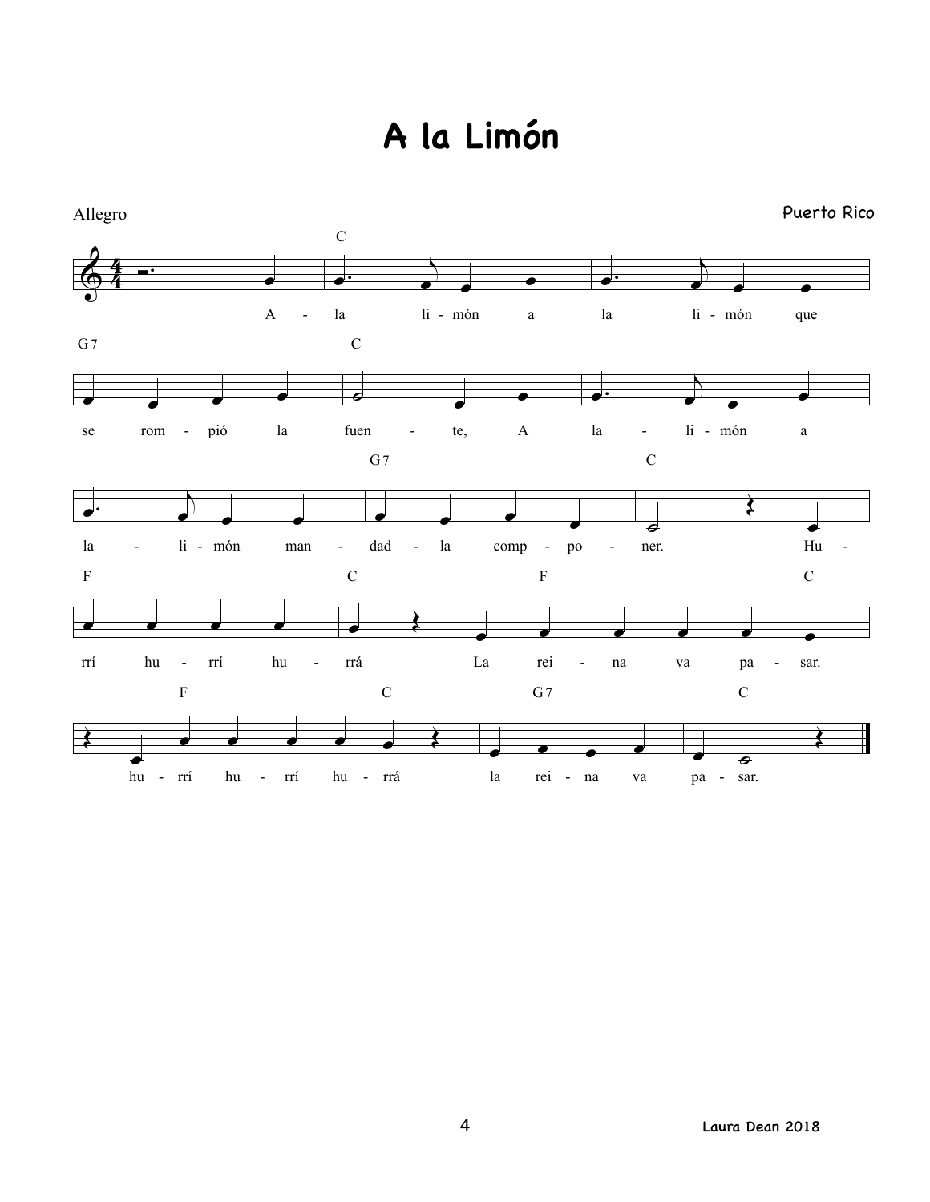# A la Limón

Allegro

Puerto Rico

A - la li - món a la li - món que se rom - pió la fuen - te, A la - li - món a la - li - món man - dad - la comp - po - ner.

Hu - rrí hu - rrí hu - rrá La rei - na va pa - sar.

hu - rrí hu - rrí hu - rrá la rei - na va pa - sar.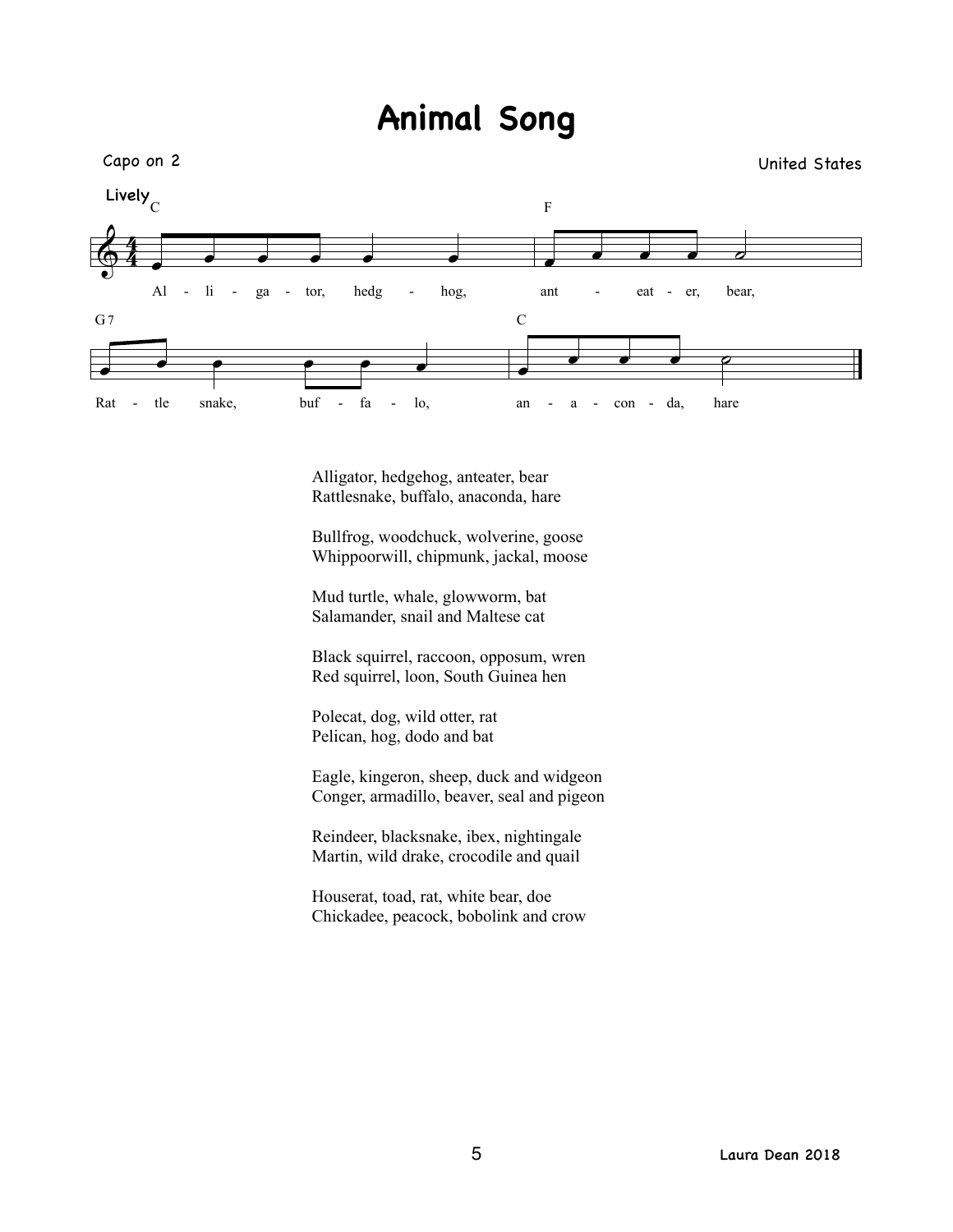# Animal Song

Capo on 2

United States

Lively

C — Al - li - ga - tor, hedg - hog, F — ant - eat - er, bear,

G7 — Rat - tle snake, buf - fa - lo, C — an - a - con - da, hare

Alligator, hedgehog, anteater, bear
Rattlesnake, buffalo, anaconda, hare

Bullfrog, woodchuck, wolverine, goose
Whippoorwill, chipmunk, jackal, moose

Mud turtle, whale, glowworm, bat
Salamander, snail and Maltese cat

Black squirrel, raccoon, opposum, wren
Red squirrel, loon, South Guinea hen

Polecat, dog, wild otter, rat
Pelican, hog, dodo and bat

Eagle, kingeron, sheep, duck and widgeon
Conger, armadillo, beaver, seal and pigeon

Reindeer, blacksnake, ibex, nightingale
Martin, wild drake, crocodile and quail

Houserat, toad, rat, white bear, doe
Chickadee, peacock, bobolink and crow

Laura Dean 2018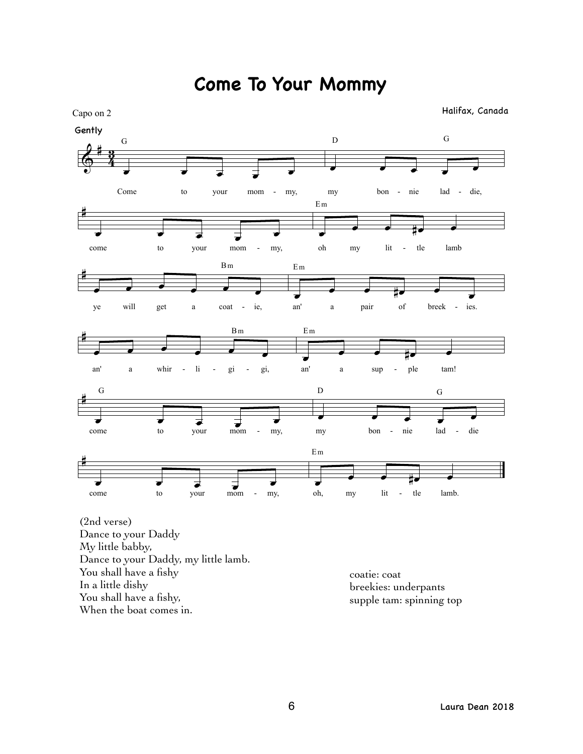# Come To Your Mommy

Capo on 2

Halifax, Canada

Gently

G / D / G
Come to your mom - my, my bon - nie lad - die,

Em
come to your mom - my, oh my lit - tle lamb

Bm / Em
ye will get a coat - ie, an' a pair of breek - ies.

Bm / Em
an' a whir - li - gi - gi, an' a sup - ple tam!

G / D / G
come to your mom - my, my bon - nie lad - die

Em
come to your mom - my, oh, my lit - tle lamb.

(2nd verse)
Dance to your Daddy
My little babby,
Dance to your Daddy, my little lamb.
You shall have a fishy
In a little dishy
You shall have a fishy,
When the boat comes in.

coatie: coat
breekies: underpants
supple tam: spinning top

Laura Dean 2018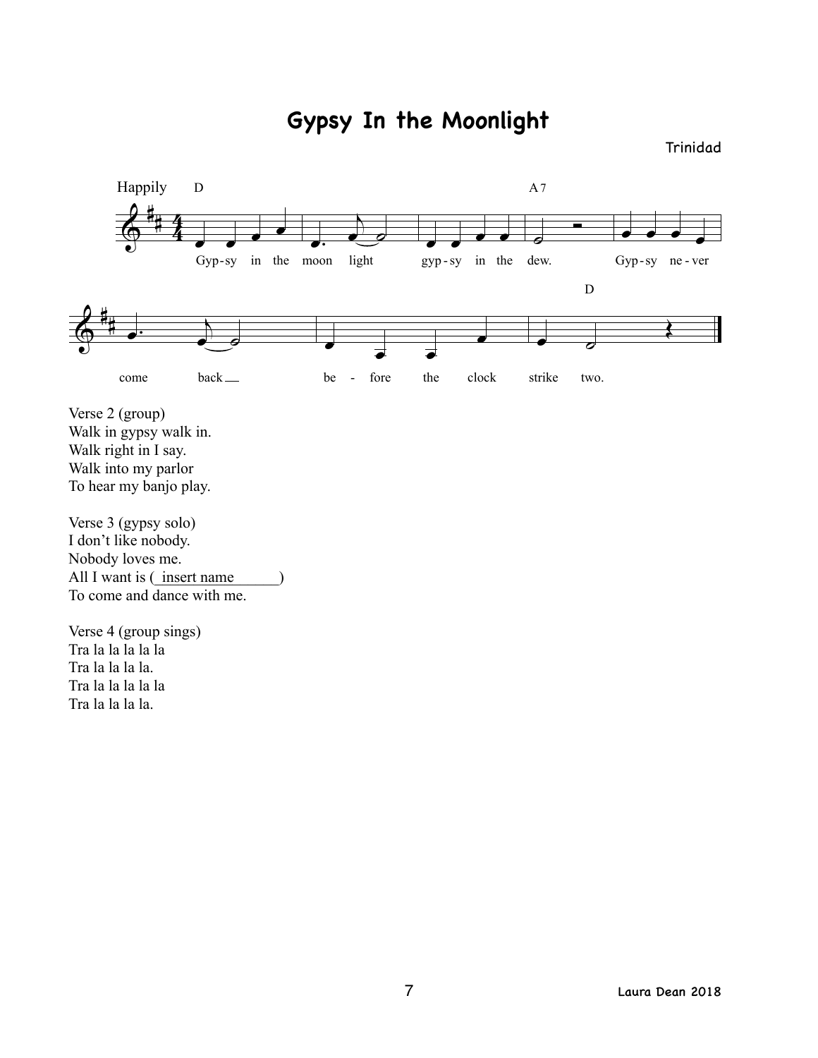# Gypsy In the Moonlight

Trinidad

Happily

D A7 D

Gyp-sy in the moon light gyp-sy in the dew. Gyp-sy ne-ver come back be - fore the clock strike two.

Verse 2 (group)
Walk in gypsy walk in.
Walk right in I say.
Walk into my parlor
To hear my banjo play.

Verse 3 (gypsy solo)
I don't like nobody.
Nobody loves me.
All I want is (_insert name______)
To come and dance with me.

Verse 4 (group sings)
Tra la la la la la
Tra la la la la.
Tra la la la la la
Tra la la la la.

Laura Dean 2018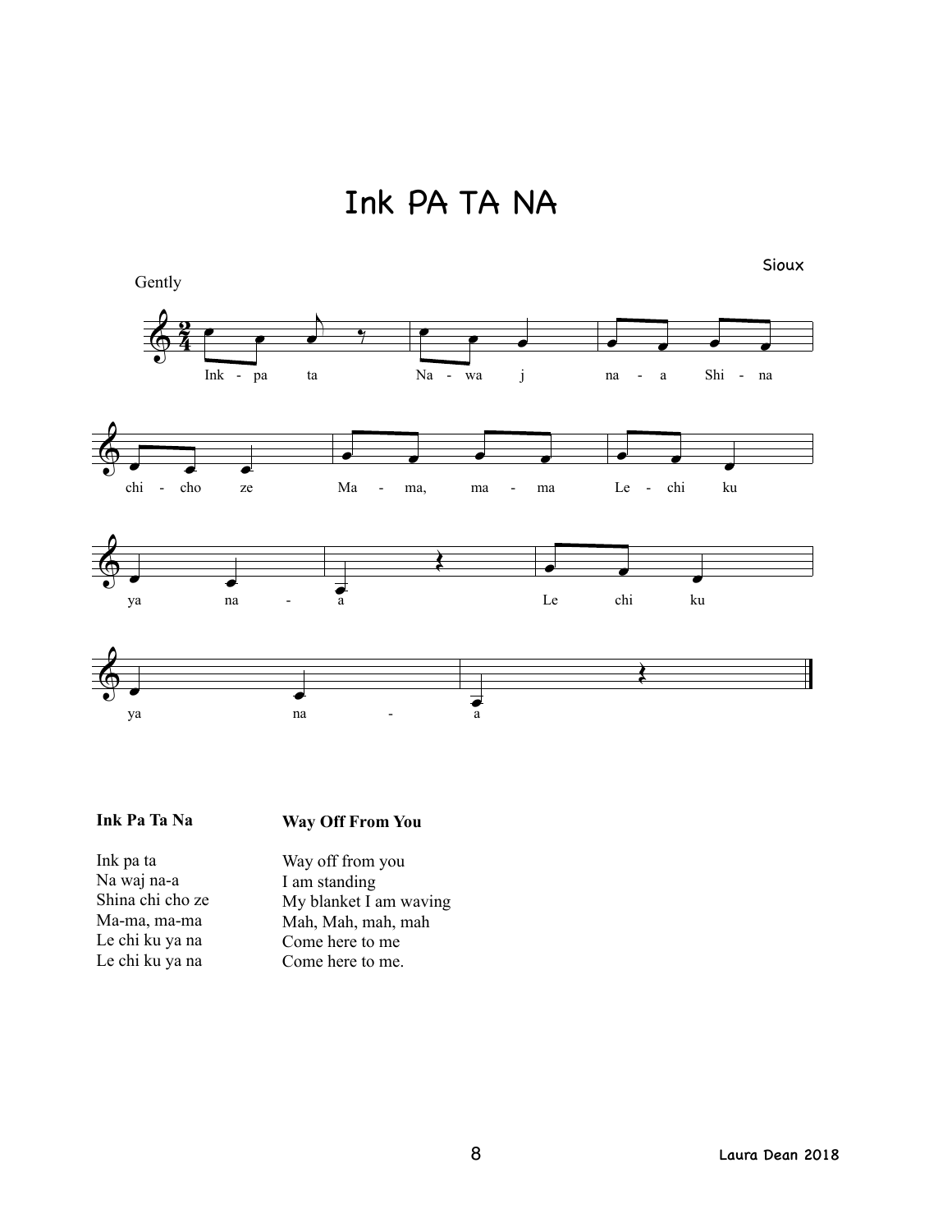# Ink PA TA NA

Sioux

Gently

Ink - pa ta Na - wa j na - a Shi - na

chi - cho ze Ma - ma, ma - ma Le - chi ku

ya na - a Le chi ku

ya na - a

| **Ink Pa Ta Na** | **Way Off From You** |
| --- | --- |
| Ink pa ta | Way off from you |
| Na waj na-a | I am standing |
| Shina chi cho ze | My blanket I am waving |
| Ma-ma, ma-ma | Mah, Mah, mah, mah |
| Le chi ku ya na | Come here to me |
| Le chi ku ya na | Come here to me. |

Laura Dean 2018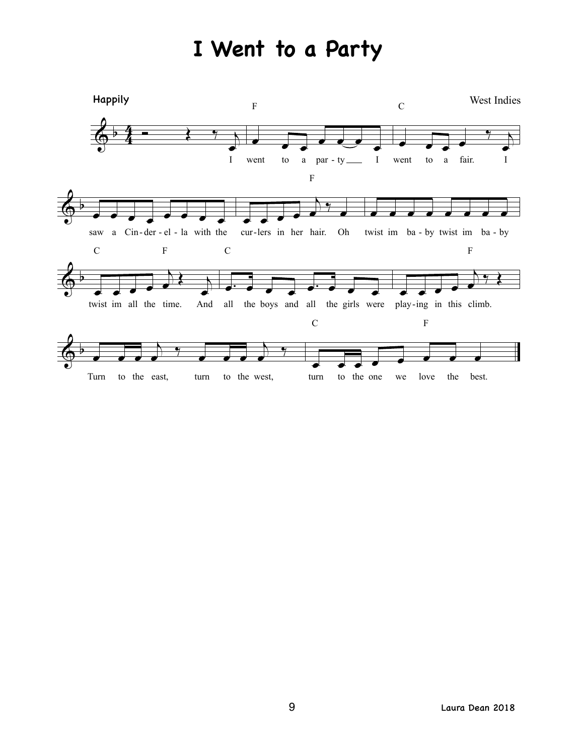# I Went to a Party

**Happily**

West Indies

I went to a party I went to a fair. I saw a Cinderella with the curlers in her hair. Oh twist im baby twist im baby twist im all the time. And all the boys and all the girls were playing in this climb. Turn to the east, turn to the west, turn to the one we love the best.

Laura Dean 2018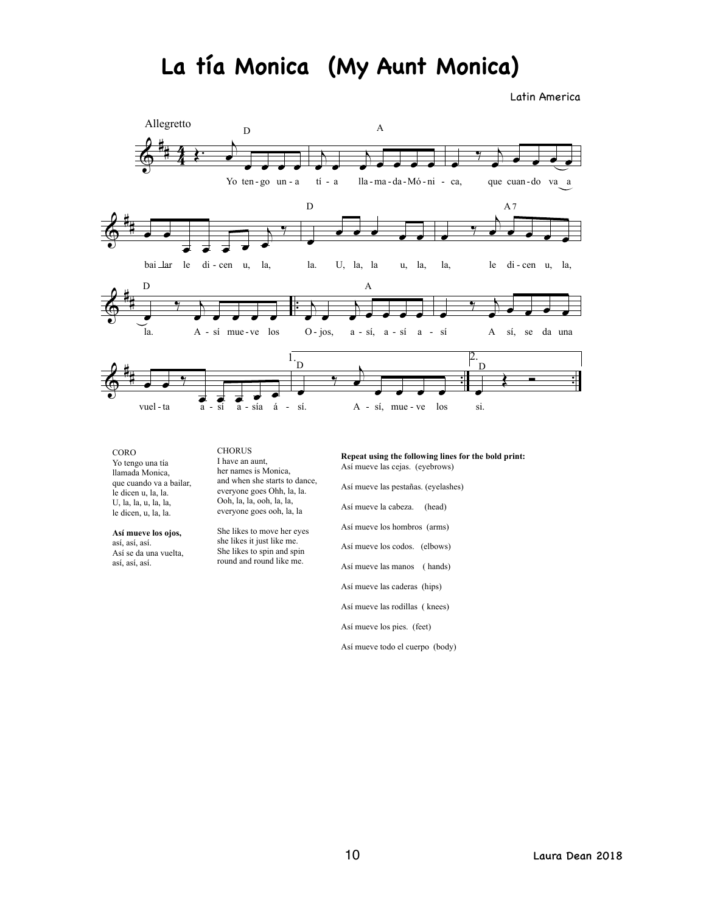# La tía Monica (My Aunt Monica)

Latin America

Allegretto

CORO
Yo tengo una tía
llamada Monica,
que cuando va a bailar,
le dicen u, la, la.
U, la, la, u, la, la,
le dicen, u, la, la.

**Así mueve los ojos,**
así, así, así.
Así se da una vuelta,
así, así, así.

CHORUS
I have an aunt,
her names is Monica,
and when she starts to dance,
everyone goes Ohh, la, la.
Ooh, la, la, ooh, la, la,
everyone goes ooh, la, la

She likes to move her eyes
she likes it just like me.
She likes to spin and spin
round and round like me.

**Repeat using the following lines for the bold print:**

Así mueve las cejas. (eyebrows)

Así mueve las pestañas. (eyelashes)

Así mueve la cabeza. (head)

Así mueve los hombros (arms)

Así mueve los codos. (elbows)

Así mueve las manos ( hands)

Así mueve las caderas (hips)

Así mueve las rodillas ( knees)

Así mueve los pies. (feet)

Así mueve todo el cuerpo (body)

Laura Dean 2018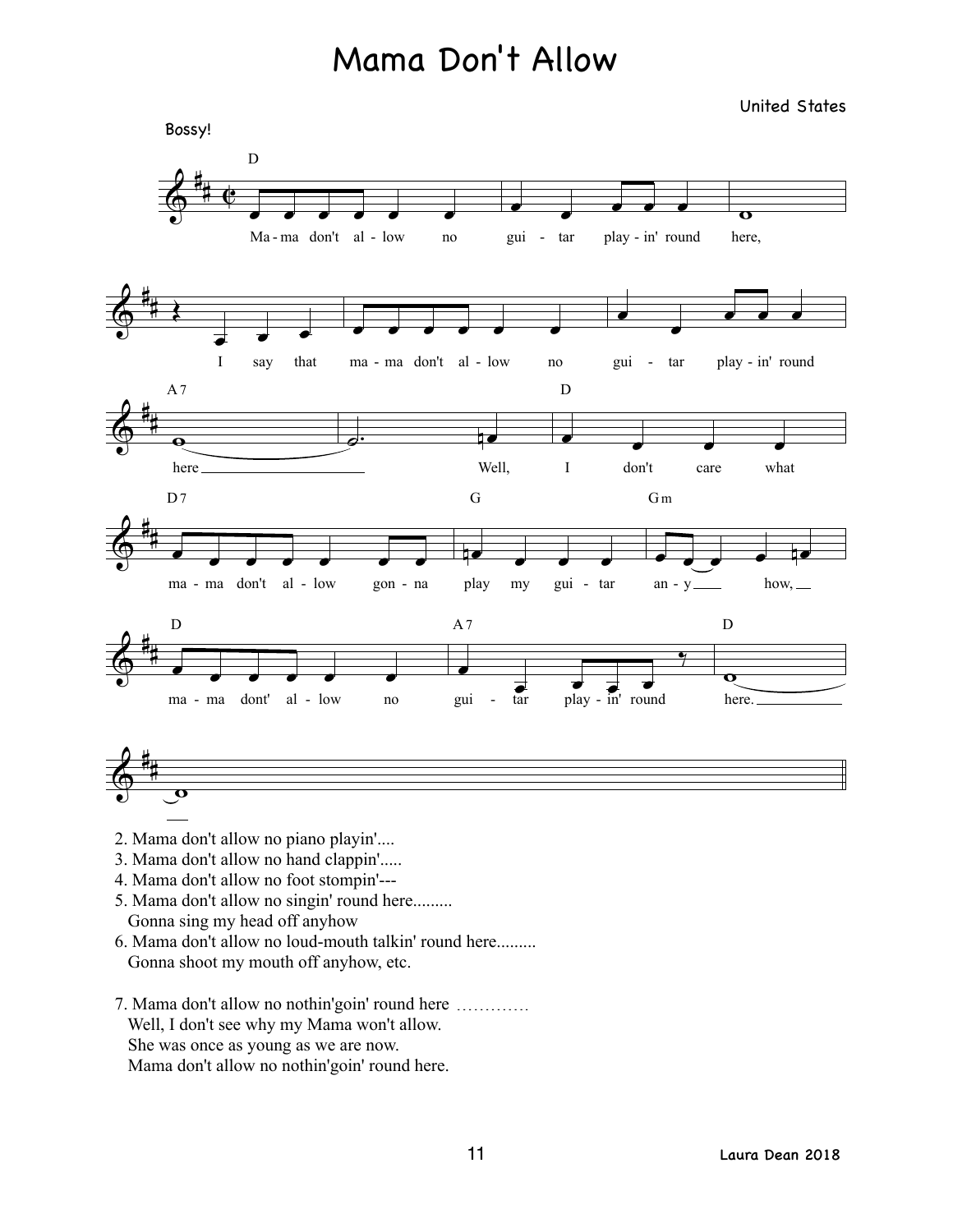# Mama Don't Allow

United States

Bossy!

2. Mama don't allow no piano playin'....
3. Mama don't allow no hand clappin'.....
4. Mama don't allow no foot stompin'---
5. Mama don't allow no singin' round here.........
   Gonna sing my head off anyhow
6. Mama don't allow no loud-mouth talkin' round here.........
   Gonna shoot my mouth off anyhow, etc.

7. Mama don't allow no nothin'goin' round here ………….
   Well, I don't see why my Mama won't allow.
   She was once as young as we are now.
   Mama don't allow no nothin'goin' round here.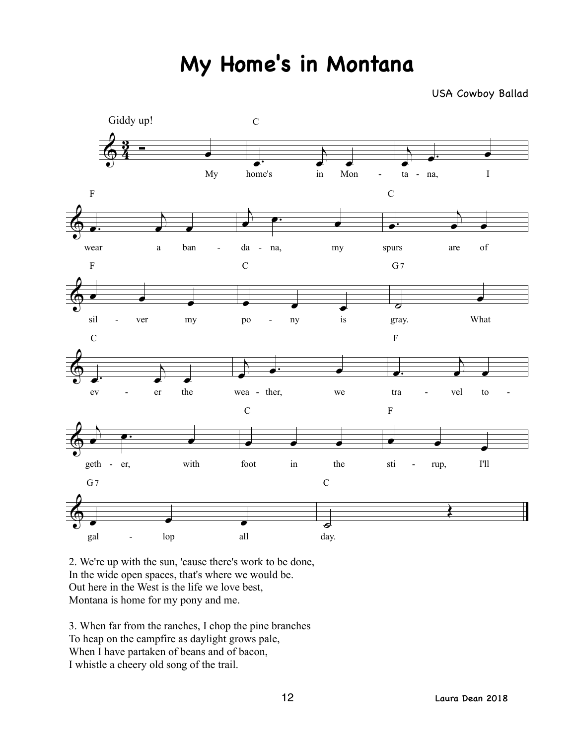# My Home's in Montana

USA Cowboy Ballad

Giddy up!

My home's in Montana, I wear a bandana, my spurs are of silver my pony is gray. What ever the weather, we travel together, with foot in the stirup, I'll gallop all day.

2. We're up with the sun, 'cause there's work to be done,
In the wide open spaces, that's where we would be.
Out here in the West is the life we love best,
Montana is home for my pony and me.

3. When far from the ranches, I chop the pine branches
To heap on the campfire as daylight grows pale,
When I have partaken of beans and of bacon,
I whistle a cheery old song of the trail.

Laura Dean 2018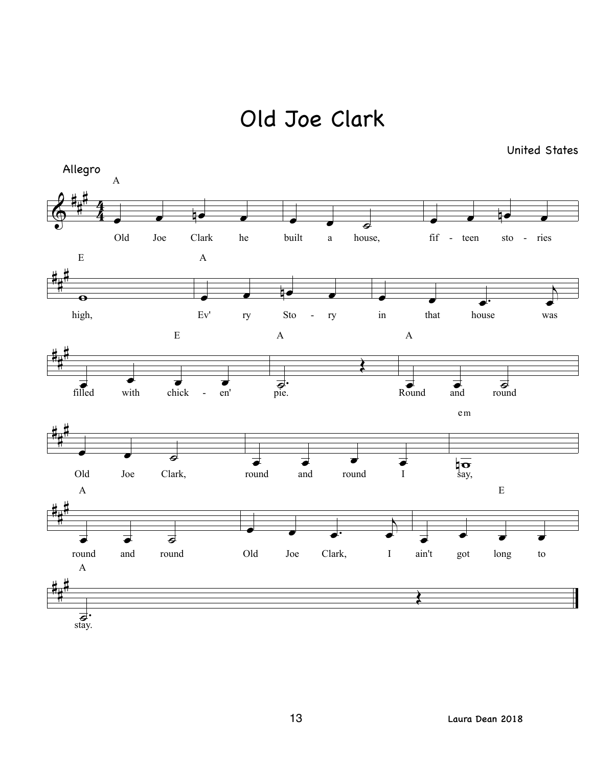# Old Joe Clark

United States

Allegro

A

Old Joe Clark he built a house, fif - teen sto - ries

E A

high, Ev' ry Sto - ry in that house was

E A A

filled with chick - en' pie. Round and round

em

Old Joe Clark, round and round I say,

A E

round and round Old Joe Clark, I ain't got long to

A

stay.

Laura Dean 2018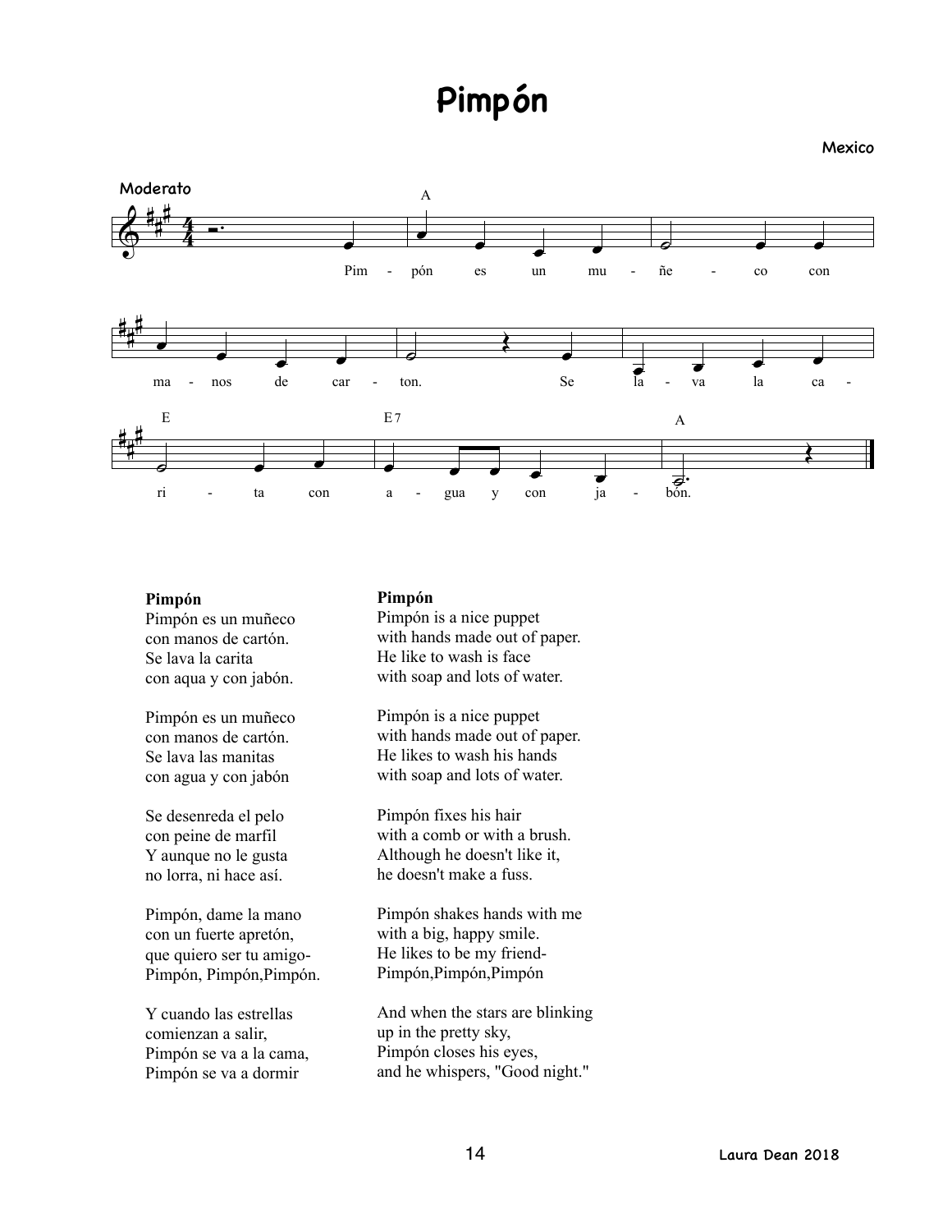# Pimpón

Mexico

Moderato

Pim - pón es un mu - ñe - co con ma - nos de car - ton. Se la - va la ca - ri - ta con a - gua y con ja - bón.

| **Pimpón** | **Pimpón** |
|---|---|
| Pimpón es un muñeco<br>con manos de cartón.<br>Se lava la carita<br>con aqua y con jabón. | Pimpón is a nice puppet<br>with hands made out of paper.<br>He like to wash is face<br>with soap and lots of water. |
| Pimpón es un muñeco<br>con manos de cartón.<br>Se lava las manitas<br>con agua y con jabón | Pimpón is a nice puppet<br>with hands made out of paper.<br>He likes to wash his hands<br>with soap and lots of water. |
| Se desenreda el pelo<br>con peine de marfil<br>Y aunque no le gusta<br>no lorra, ni hace así. | Pimpón fixes his hair<br>with a comb or with a brush.<br>Although he doesn't like it,<br>he doesn't make a fuss. |
| Pimpón, dame la mano<br>con un fuerte apretón,<br>que quiero ser tu amigo-<br>Pimpón, Pimpón,Pimpón. | Pimpón shakes hands with me<br>with a big, happy smile.<br>He likes to be my friend-<br>Pimpón,Pimpón,Pimpón |
| Y cuando las estrellas<br>comienzan a salir,<br>Pimpón se va a la cama,<br>Pimpón se va a dormir | And when the stars are blinking<br>up in the pretty sky,<br>Pimpón closes his eyes,<br>and he whispers, "Good night." |

Laura Dean 2018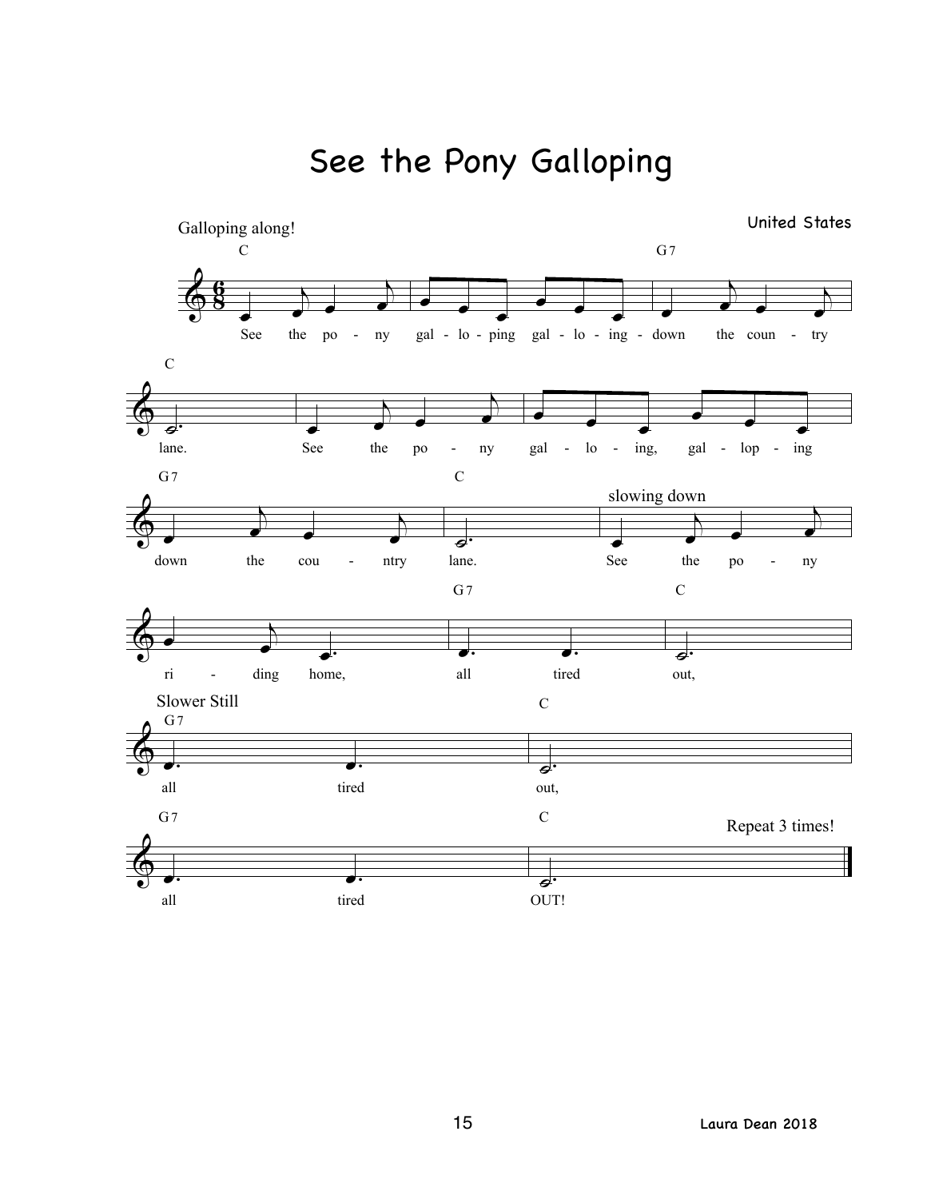# See the Pony Galloping

Galloping along!

United States

C — G7

See the po - ny gal - lo - ping gal - lo - ing - down the coun - try

C

lane. See the po - ny gal - lo - ing, gal - lop - ing

G7 — C

down the cou - ntry lane.

*slowing down*

See the po - ny

G7 — C

ri - ding home, all tired out,

*Slower Still*

G7 — C

all tired out,

G7 — C

all tired OUT!

Repeat 3 times!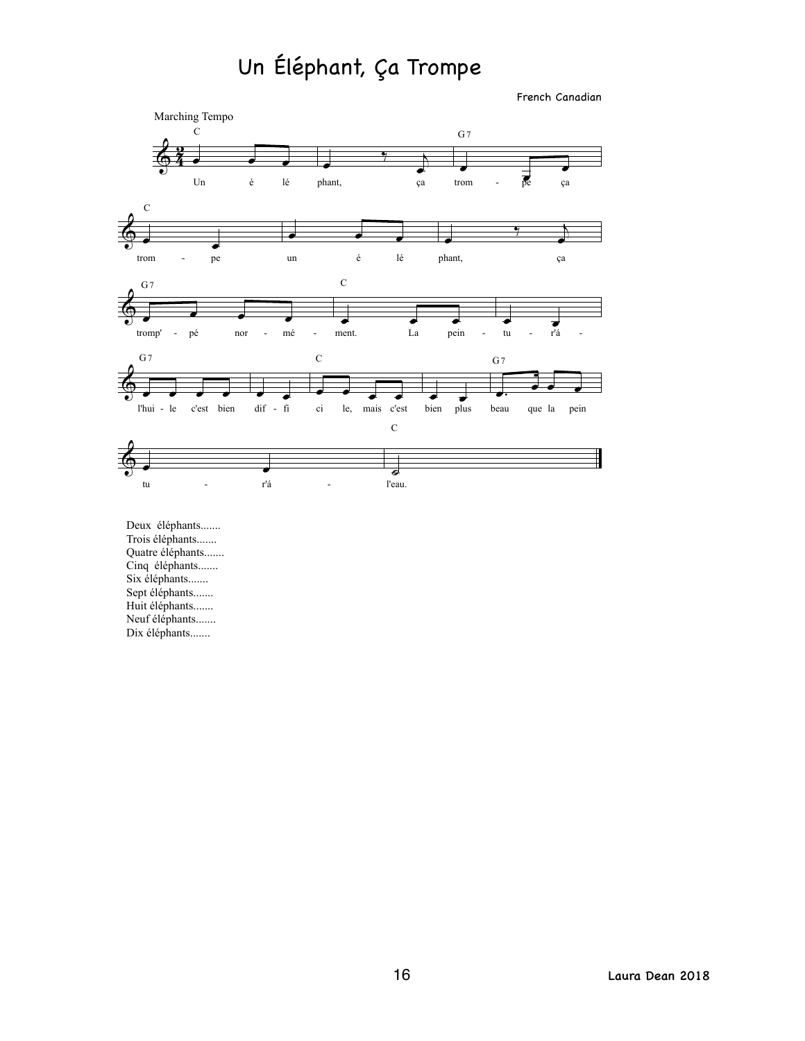# Un Éléphant, Ça Trompe

French Canadian

Marching Tempo

C
Un é lé phant, ça trom - pe ça

C
trom - pe un é lé phant, ça

G7 C
tromp' - pé nor - mé - ment. La pein - tu - r'á -

G7 C G7
l'hui - le c'est bien dif - fi ci le, mais c'est bien plus beau que la pein

C
tu - r'á - l'eau.

Deux éléphants.......
Trois éléphants.......
Quatre éléphants.......
Cinq éléphants.......
Six éléphants.......
Sept éléphants.......
Huit éléphants.......
Neuf éléphants.......
Dix éléphants.......

Laura Dean 2018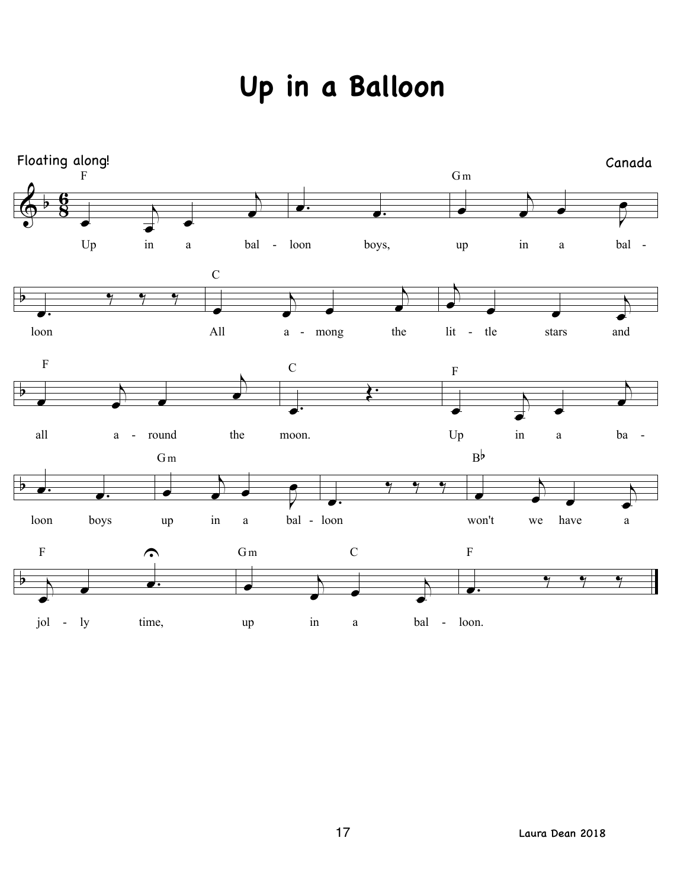# Up in a Balloon

Floating along!

Canada

Up in a balloon boys, up in a balloon
All among the little stars and all around the moon.
Up in a balloon boys up in a balloon
won't we have a jolly time, up in a balloon.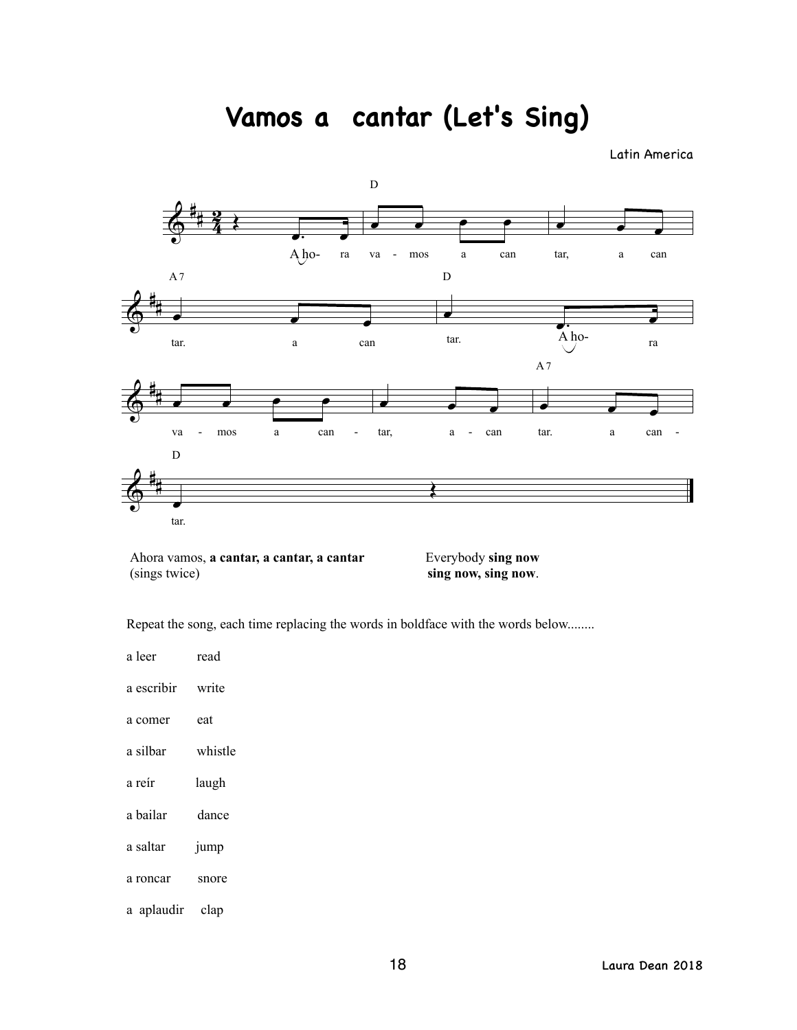# Vamos a cantar (Let's Sing)

Latin America

Ahora vamos, **a cantar, a cantar, a cantar**
(sings twice)

Everybody **sing now**
**sing now, sing now**.

Repeat the song, each time replacing the words in boldface with the words below........

a leer read

a escribir write

a comer eat

a silbar whistle

a reír laugh

a bailar dance

a saltar jump

a roncar snore

a aplaudir clap

Laura Dean 2018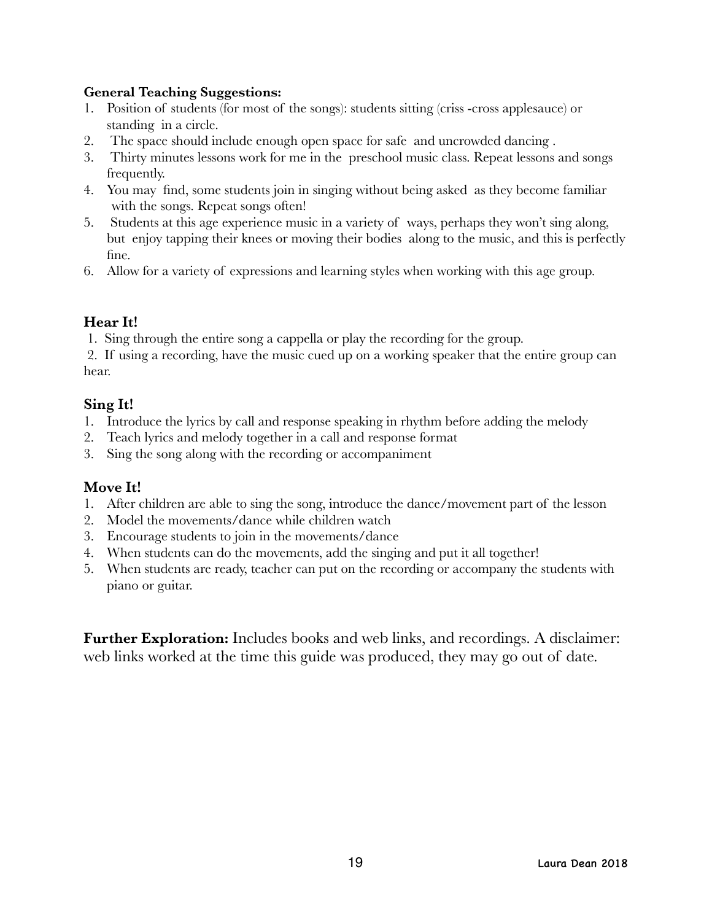**General Teaching Suggestions:**

1. Position of students (for most of the songs): students sitting (criss -cross applesauce) or standing in a circle.
2. The space should include enough open space for safe and uncrowded dancing .
3. Thirty minutes lessons work for me in the preschool music class. Repeat lessons and songs frequently.
4. You may find, some students join in singing without being asked as they become familiar with the songs. Repeat songs often!
5. Students at this age experience music in a variety of ways, perhaps they won't sing along, but enjoy tapping their knees or moving their bodies along to the music, and this is perfectly fine.
6. Allow for a variety of expressions and learning styles when working with this age group.

### Hear It!

1. Sing through the entire song a cappella or play the recording for the group.
2. If using a recording, have the music cued up on a working speaker that the entire group can hear.

### Sing It!

1. Introduce the lyrics by call and response speaking in rhythm before adding the melody
2. Teach lyrics and melody together in a call and response format
3. Sing the song along with the recording or accompaniment

### Move It!

1. After children are able to sing the song, introduce the dance/movement part of the lesson
2. Model the movements/dance while children watch
3. Encourage students to join in the movements/dance
4. When students can do the movements, add the singing and put it all together!
5. When students are ready, teacher can put on the recording or accompany the students with piano or guitar.

**Further Exploration:** Includes books and web links, and recordings. A disclaimer: web links worked at the time this guide was produced, they may go out of date.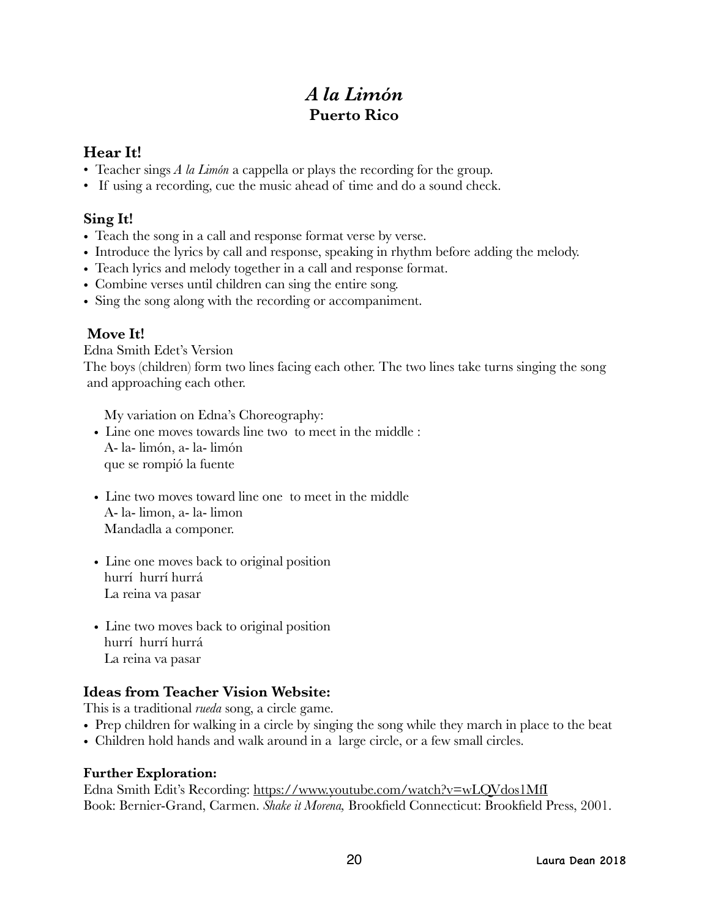# *A la Limón*
## Puerto Rico

### Hear It!

- Teacher sings *A la Limón* a cappella or plays the recording for the group.
- If using a recording, cue the music ahead of time and do a sound check.

### Sing It!

- Teach the song in a call and response format verse by verse.
- Introduce the lyrics by call and response, speaking in rhythm before adding the melody.
- Teach lyrics and melody together in a call and response format.
- Combine verses until children can sing the entire song.
- Sing the song along with the recording or accompaniment.

### Move It!

Edna Smith Edet's Version

The boys (children) form two lines facing each other. The two lines take turns singing the song and approaching each other.

My variation on Edna's Choreography:

- Line one moves towards line two to meet in the middle :
  A- la- limón, a- la- limón
  que se rompió la fuente

- Line two moves toward line one to meet in the middle
  A- la- limon, a- la- limon
  Mandadla a componer.

- Line one moves back to original position
  hurrí hurrí hurrá
  La reina va pasar

- Line two moves back to original position
  hurrí hurrí hurrá
  La reina va pasar

### Ideas from Teacher Vision Website:

This is a traditional *rueda* song, a circle game.

- Prep children for walking in a circle by singing the song while they march in place to the beat
- Children hold hands and walk around in a large circle, or a few small circles.

#### Further Exploration:

Edna Smith Edit's Recording: https://www.youtube.com/watch?v=wLQVdos1MfI
Book: Bernier-Grand, Carmen. *Shake it Morena,* Brookfield Connecticut: Brookfield Press, 2001.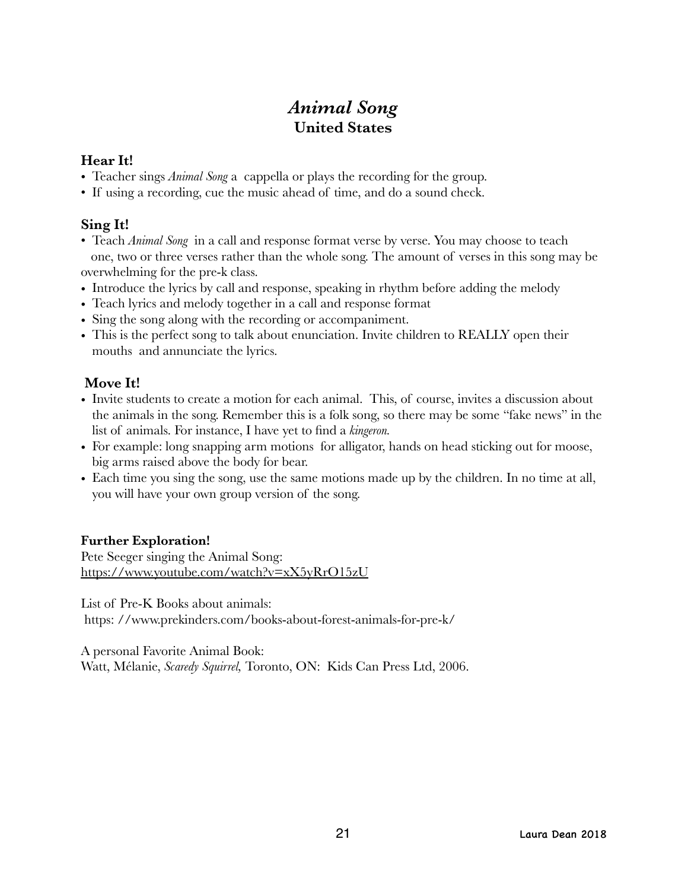# *Animal Song*
## United States

### Hear It!

- Teacher sings *Animal Song* a cappella or plays the recording for the group.
- If using a recording, cue the music ahead of time, and do a sound check.

### Sing It!

- Teach *Animal Song* in a call and response format verse by verse. You may choose to teach one, two or three verses rather than the whole song. The amount of verses in this song may be overwhelming for the pre-k class.
- Introduce the lyrics by call and response, speaking in rhythm before adding the melody
- Teach lyrics and melody together in a call and response format
- Sing the song along with the recording or accompaniment.
- This is the perfect song to talk about enunciation. Invite children to REALLY open their mouths and annunciate the lyrics.

### Move It!

- Invite students to create a motion for each animal. This, of course, invites a discussion about the animals in the song. Remember this is a folk song, so there may be some "fake news" in the list of animals. For instance, I have yet to find a *kingeron.*
- For example: long snapping arm motions for alligator, hands on head sticking out for moose, big arms raised above the body for bear.
- Each time you sing the song, use the same motions made up by the children. In no time at all, you will have your own group version of the song.

**Further Exploration!**

Pete Seeger singing the Animal Song:
https://www.youtube.com/watch?v=xX5yRrO15zU

List of Pre-K Books about animals:
https: //www.prekinders.com/books-about-forest-animals-for-pre-k/

A personal Favorite Animal Book:
Watt, Mélanie, *Scaredy Squirrel,* Toronto, ON: Kids Can Press Ltd, 2006.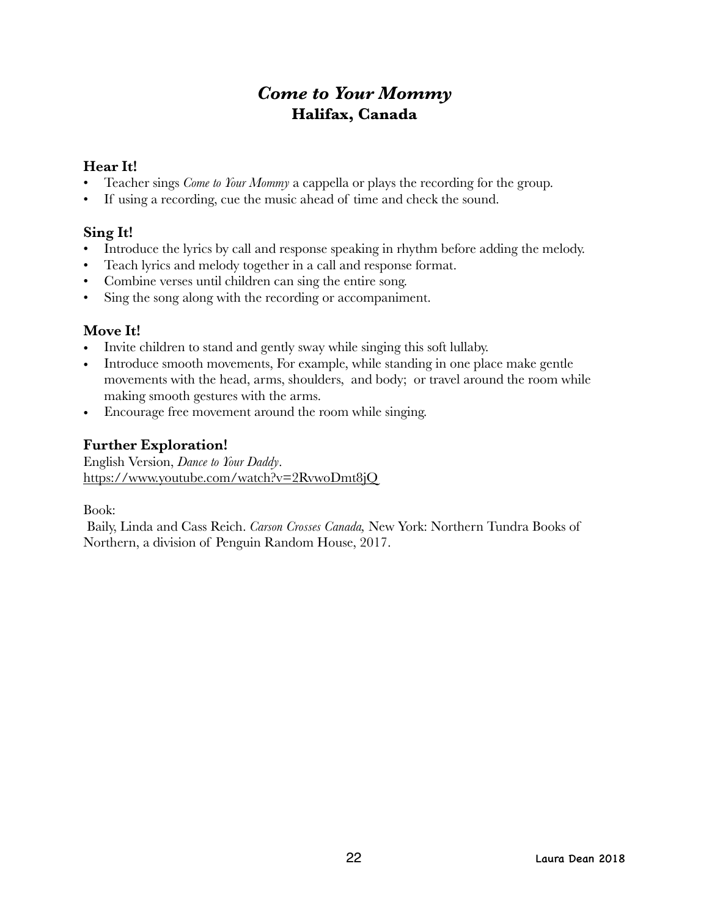# *Come to Your Mommy*
## Halifax, Canada

### Hear It!

- Teacher sings *Come to Your Mommy* a cappella or plays the recording for the group.
- If using a recording, cue the music ahead of time and check the sound.

### Sing It!

- Introduce the lyrics by call and response speaking in rhythm before adding the melody.
- Teach lyrics and melody together in a call and response format.
- Combine verses until children can sing the entire song.
- Sing the song along with the recording or accompaniment.

### Move It!

- Invite children to stand and gently sway while singing this soft lullaby.
- Introduce smooth movements, For example, while standing in one place make gentle movements with the head, arms, shoulders, and body; or travel around the room while making smooth gestures with the arms.
- Encourage free movement around the room while singing.

### Further Exploration!

English Version, *Dance to Your Daddy*.
https://www.youtube.com/watch?v=2RvwoDmt8jQ

Book:
Baily, Linda and Cass Reich. *Carson Crosses Canada,* New York: Northern Tundra Books of Northern, a division of Penguin Random House, 2017.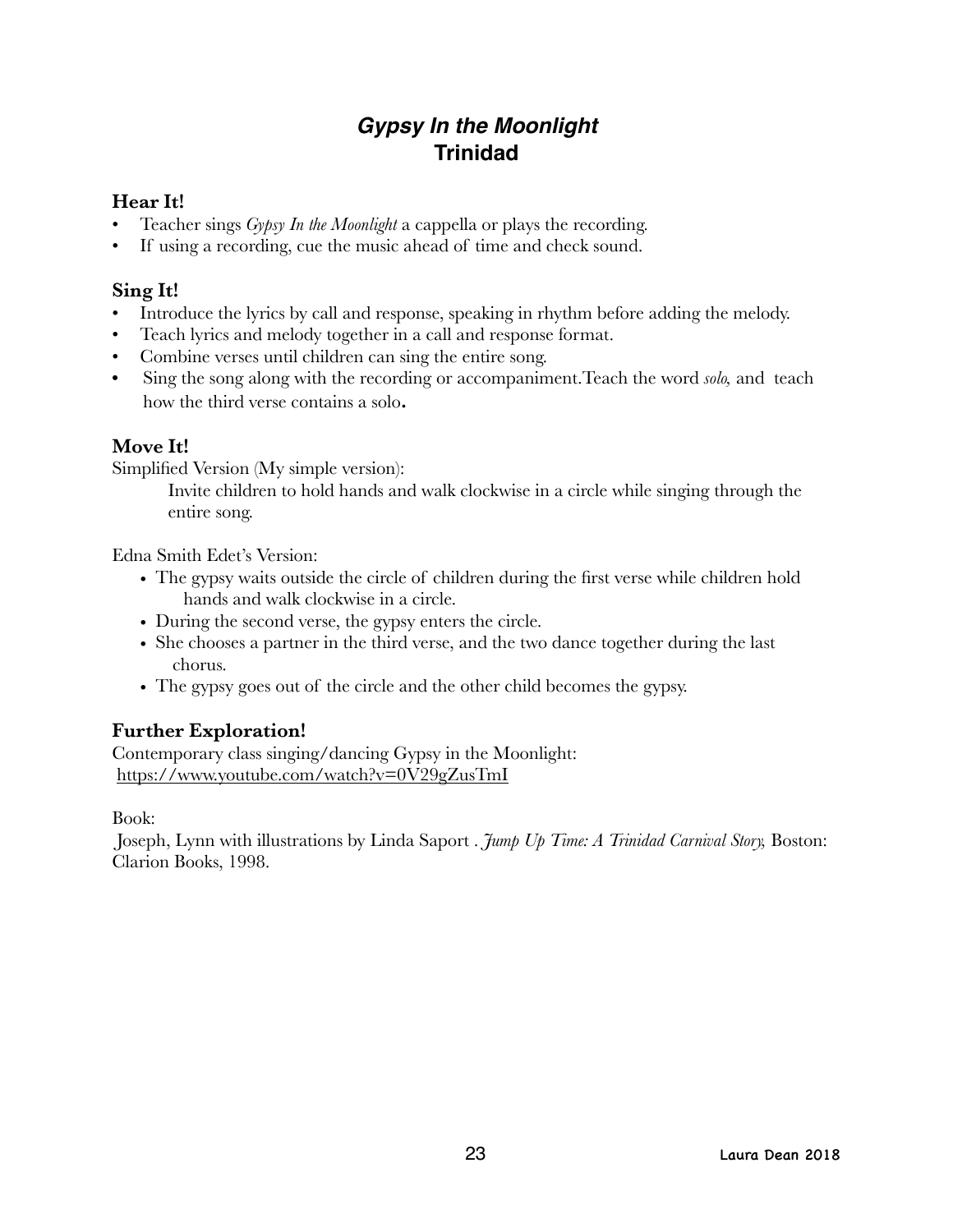# *Gypsy In the Moonlight*
## Trinidad

### Hear It!

- Teacher sings *Gypsy In the Moonlight* a cappella or plays the recording.
- If using a recording, cue the music ahead of time and check sound.

### Sing It!

- Introduce the lyrics by call and response, speaking in rhythm before adding the melody.
- Teach lyrics and melody together in a call and response format.
- Combine verses until children can sing the entire song.
- Sing the song along with the recording or accompaniment.Teach the word *solo,* and teach how the third verse contains a solo**.**

### Move It!

Simplified Version (My simple version):

Invite children to hold hands and walk clockwise in a circle while singing through the entire song.

Edna Smith Edet's Version:

- The gypsy waits outside the circle of children during the first verse while children hold hands and walk clockwise in a circle.
- During the second verse, the gypsy enters the circle.
- She chooses a partner in the third verse, and the two dance together during the last chorus.
- The gypsy goes out of the circle and the other child becomes the gypsy.

### Further Exploration!

Contemporary class singing/dancing Gypsy in the Moonlight:
https://www.youtube.com/watch?v=0V29gZusTmI

Book:
Joseph, Lynn with illustrations by Linda Saport . *Jump Up Time: A Trinidad Carnival Story,* Boston: Clarion Books, 1998.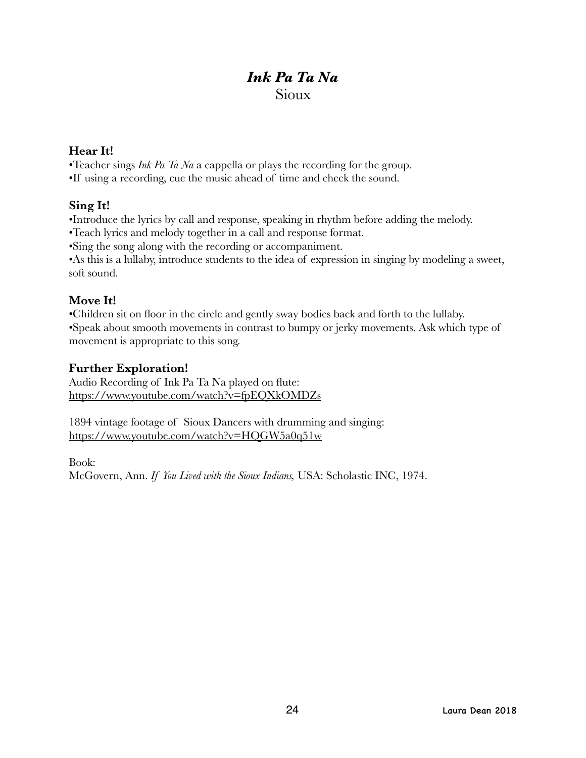# *Ink Pa Ta Na*

Sioux

### Hear It!

•Teacher sings *Ink Pa Ta Na* a cappella or plays the recording for the group.
•If using a recording, cue the music ahead of time and check the sound.

### Sing It!

•Introduce the lyrics by call and response, speaking in rhythm before adding the melody.
•Teach lyrics and melody together in a call and response format.
•Sing the song along with the recording or accompaniment.
•As this is a lullaby, introduce students to the idea of expression in singing by modeling a sweet, soft sound.

### Move It!

•Children sit on floor in the circle and gently sway bodies back and forth to the lullaby.
•Speak about smooth movements in contrast to bumpy or jerky movements. Ask which type of movement is appropriate to this song.

### Further Exploration!

Audio Recording of Ink Pa Ta Na played on flute:
https://www.youtube.com/watch?v=fpEQXkOMDZs

1894 vintage footage of Sioux Dancers with drumming and singing:
https://www.youtube.com/watch?v=HQGW5a0q51w

Book:
McGovern, Ann. *If You Lived with the Sioux Indians,* USA: Scholastic INC, 1974.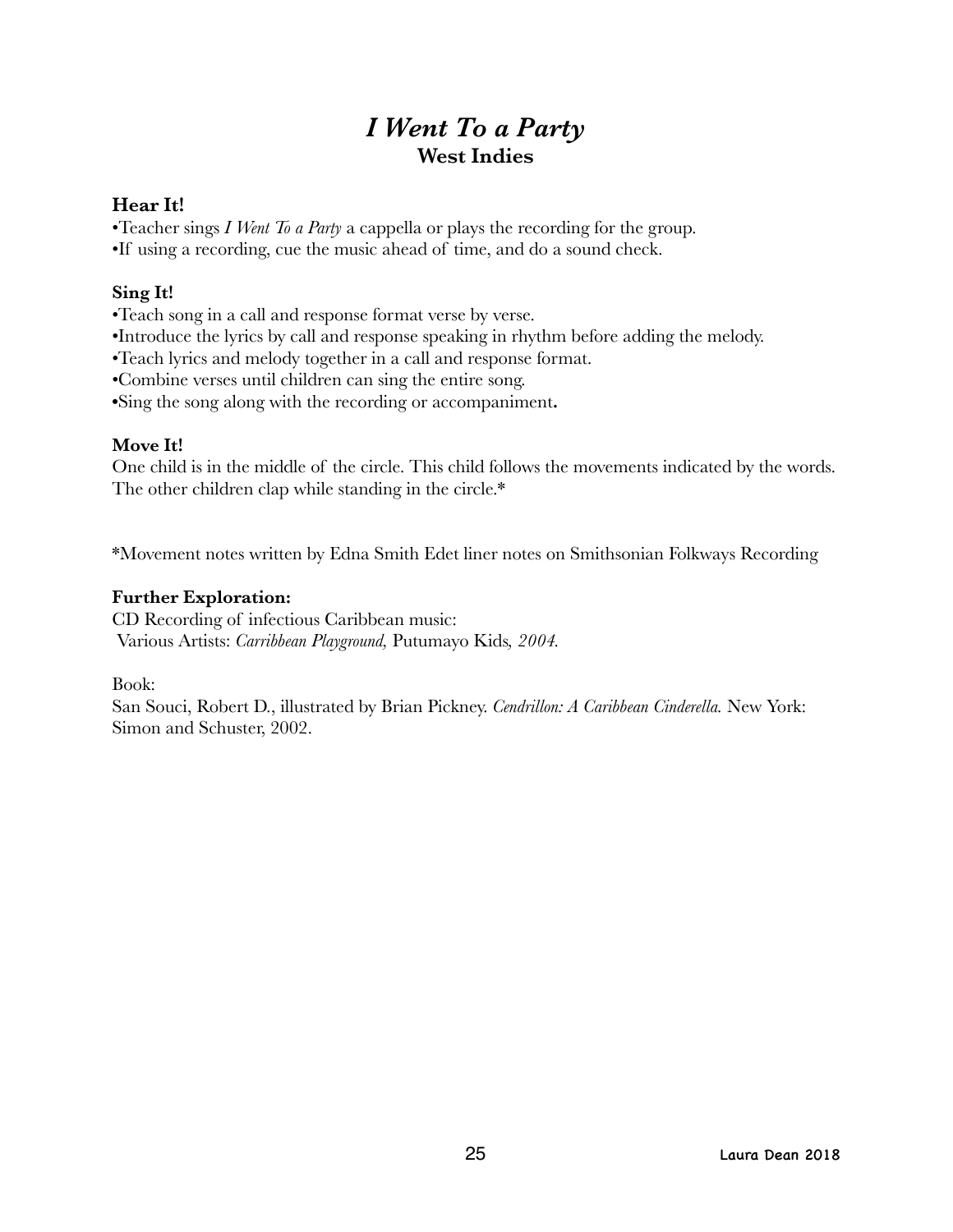# *I Went To a Party*
## West Indies

### Hear It!

•Teacher sings *I Went To a Party* a cappella or plays the recording for the group.
•If using a recording, cue the music ahead of time, and do a sound check.

### Sing It!

•Teach song in a call and response format verse by verse.
•Introduce the lyrics by call and response speaking in rhythm before adding the melody.
•Teach lyrics and melody together in a call and response format.
•Combine verses until children can sing the entire song.
•Sing the song along with the recording or accompaniment**.**

### Move It!

One child is in the middle of the circle. This child follows the movements indicated by the words. The other children clap while standing in the circle.*

*Movement notes written by Edna Smith Edet liner notes on Smithsonian Folkways Recording

### Further Exploration:

CD Recording of infectious Caribbean music:
Various Artists: *Carribbean Playground,* Putumayo Kids*, 2004.*

Book:
San Souci, Robert D., illustrated by Brian Pickney. *Cendrillon: A Caribbean Cinderella.* New York: Simon and Schuster, 2002.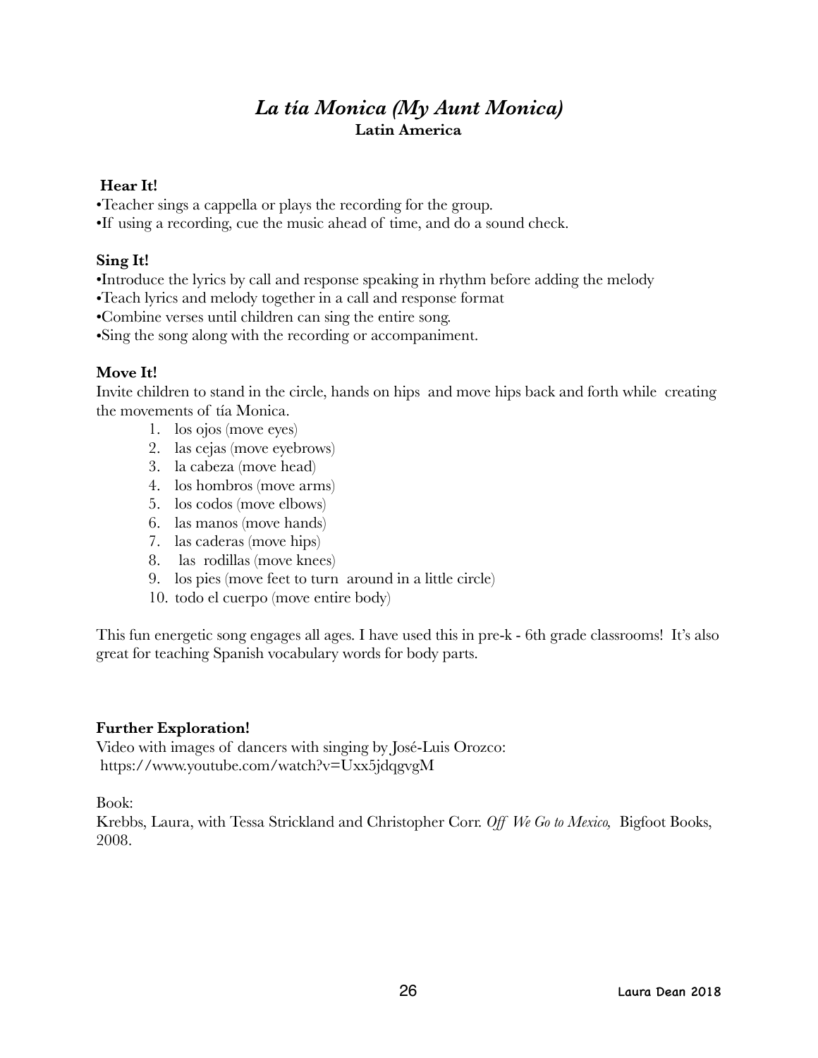# *La tía Monica (My Aunt Monica)*

**Latin America**

**Hear It!**

•Teacher sings a cappella or plays the recording for the group.
•If using a recording, cue the music ahead of time, and do a sound check.

**Sing It!**

•Introduce the lyrics by call and response speaking in rhythm before adding the melody
•Teach lyrics and melody together in a call and response format
•Combine verses until children can sing the entire song.
•Sing the song along with the recording or accompaniment.

**Move It!**

Invite children to stand in the circle, hands on hips and move hips back and forth while creating the movements of tía Monica.

1. los ojos (move eyes)
2. las cejas (move eyebrows)
3. la cabeza (move head)
4. los hombros (move arms)
5. los codos (move elbows)
6. las manos (move hands)
7. las caderas (move hips)
8. las rodillas (move knees)
9. los pies (move feet to turn around in a little circle)
10. todo el cuerpo (move entire body)

This fun energetic song engages all ages. I have used this in pre-k - 6th grade classrooms! It's also great for teaching Spanish vocabulary words for body parts.

**Further Exploration!**

Video with images of dancers with singing by José-Luis Orozco:
https://www.youtube.com/watch?v=Uxx5jdqgvgM

Book:
Krebbs, Laura, with Tessa Strickland and Christopher Corr. *Off We Go to Mexico,* Bigfoot Books, 2008.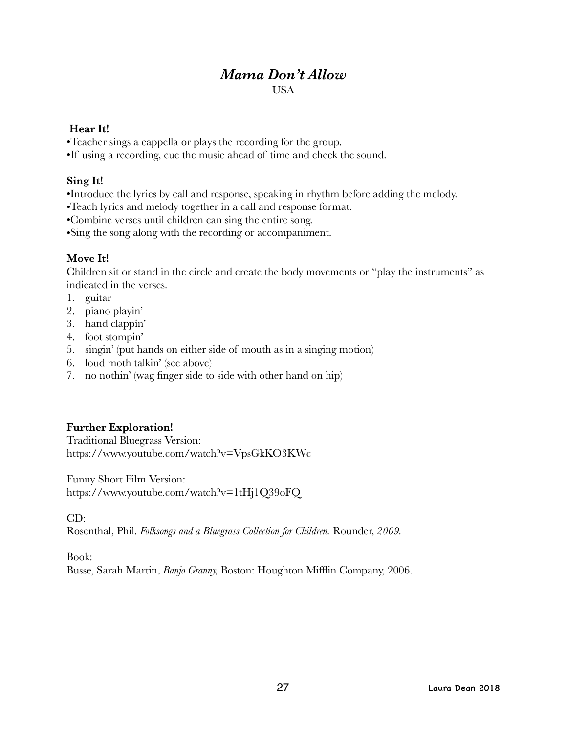# *Mama Don't Allow*

USA

**Hear It!**

•Teacher sings a cappella or plays the recording for the group.
•If using a recording, cue the music ahead of time and check the sound.

**Sing It!**

•Introduce the lyrics by call and response, speaking in rhythm before adding the melody.
•Teach lyrics and melody together in a call and response format.
•Combine verses until children can sing the entire song.
•Sing the song along with the recording or accompaniment.

**Move It!**

Children sit or stand in the circle and create the body movements or "play the instruments" as indicated in the verses.

1. guitar
2. piano playin'
3. hand clappin'
4. foot stompin'
5. singin' (put hands on either side of mouth as in a singing motion)
6. loud moth talkin' (see above)
7. no nothin' (wag finger side to side with other hand on hip)

**Further Exploration!**

Traditional Bluegrass Version:
https://www.youtube.com/watch?v=VpsGkKO3KWc

Funny Short Film Version:
https://www.youtube.com/watch?v=1tHj1Q39oFQ

CD:
Rosenthal, Phil. *Folksongs and a Bluegrass Collection for Children.* Rounder, *2009.*

Book:
Busse, Sarah Martin, *Banjo Granny,* Boston: Houghton Mifflin Company, 2006.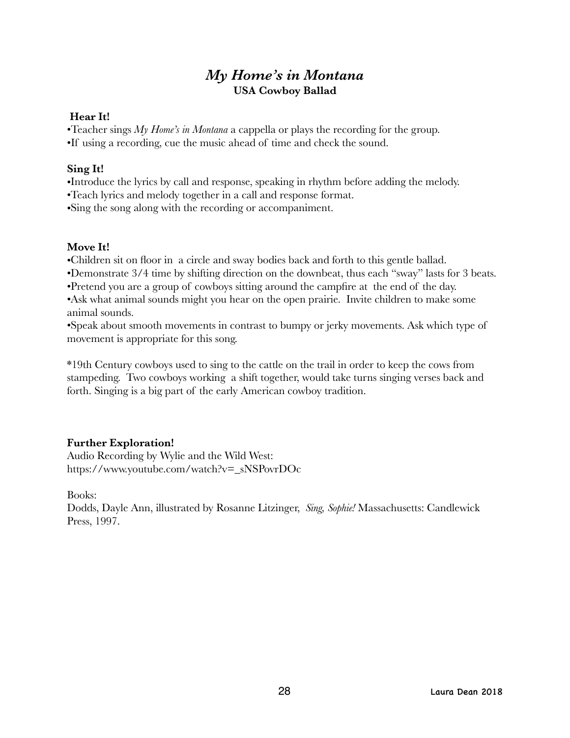# *My Home's in Montana*
**USA Cowboy Ballad**

**Hear It!**

•Teacher sings *My Home's in Montana* a cappella or plays the recording for the group.
•If using a recording, cue the music ahead of time and check the sound.

**Sing It!**

•Introduce the lyrics by call and response, speaking in rhythm before adding the melody.
•Teach lyrics and melody together in a call and response format.
•Sing the song along with the recording or accompaniment.

**Move It!**

•Children sit on floor in a circle and sway bodies back and forth to this gentle ballad.
•Demonstrate 3/4 time by shifting direction on the downbeat, thus each "sway" lasts for 3 beats.
•Pretend you are a group of cowboys sitting around the campfire at the end of the day.
•Ask what animal sounds might you hear on the open prairie. Invite children to make some animal sounds.
•Speak about smooth movements in contrast to bumpy or jerky movements. Ask which type of movement is appropriate for this song.

*19th Century cowboys used to sing to the cattle on the trail in order to keep the cows from stampeding. Two cowboys working a shift together, would take turns singing verses back and forth. Singing is a big part of the early American cowboy tradition.

**Further Exploration!**

Audio Recording by Wylie and the Wild West:
https://www.youtube.com/watch?v=_sNSPovrDOc

Books:
Dodds, Dayle Ann, illustrated by Rosanne Litzinger, *Sing, Sophie!* Massachusetts: Candlewick Press, 1997.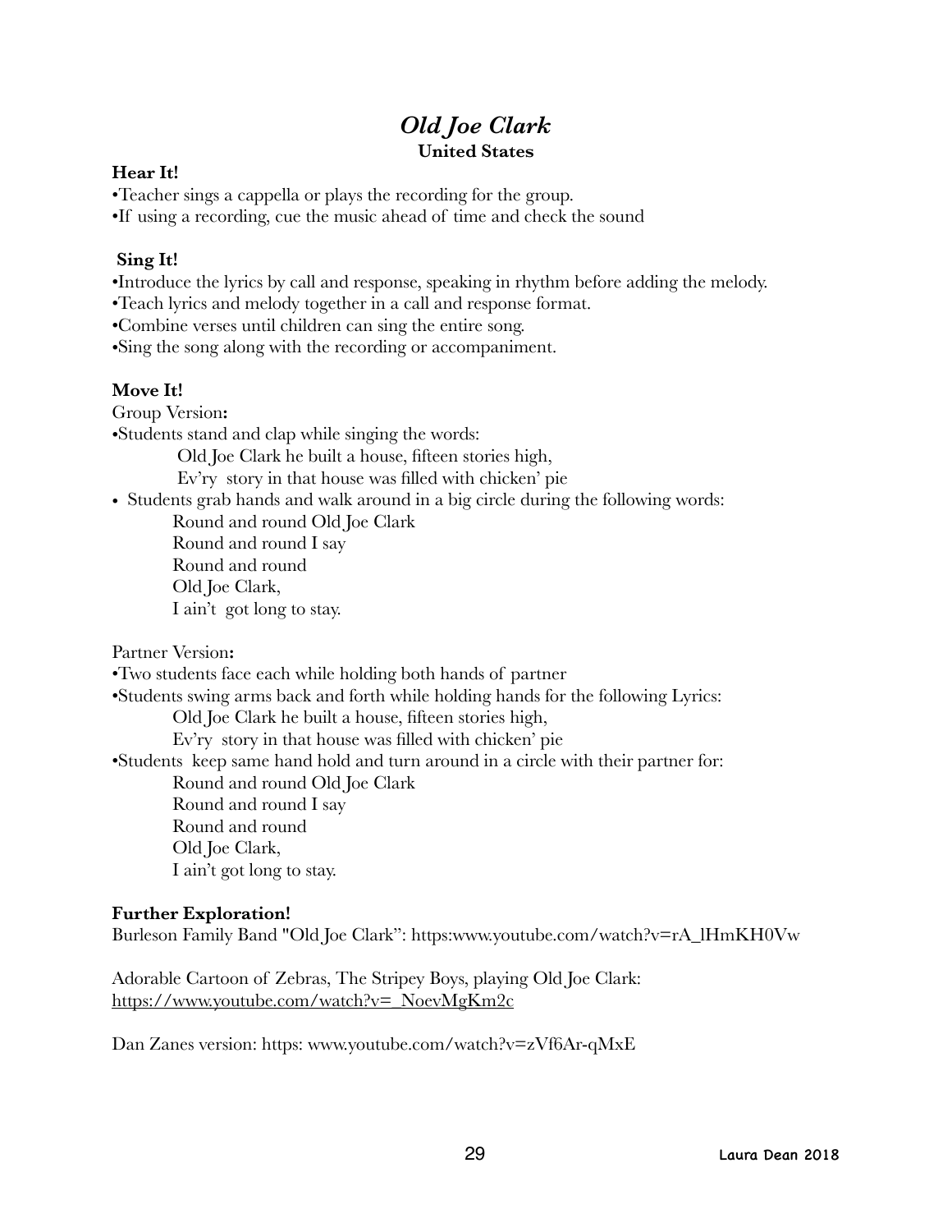# *Old Joe Clark*

**United States**

**Hear It!**

•Teacher sings a cappella or plays the recording for the group.
•If using a recording, cue the music ahead of time and check the sound

**Sing It!**

•Introduce the lyrics by call and response, speaking in rhythm before adding the melody.
•Teach lyrics and melody together in a call and response format.
•Combine verses until children can sing the entire song.
•Sing the song along with the recording or accompaniment.

**Move It!**

Group Version**:**

•Students stand and clap while singing the words:

Old Joe Clark he built a house, fifteen stories high,
Ev'ry story in that house was filled with chicken' pie

• Students grab hands and walk around in a big circle during the following words:

Round and round Old Joe Clark
Round and round I say
Round and round
Old Joe Clark,
I ain't got long to stay.

Partner Version**:**

•Two students face each while holding both hands of partner
•Students swing arms back and forth while holding hands for the following Lyrics:

Old Joe Clark he built a house, fifteen stories high,
Ev'ry story in that house was filled with chicken' pie

•Students keep same hand hold and turn around in a circle with their partner for:

Round and round Old Joe Clark
Round and round I say
Round and round
Old Joe Clark,
I ain't got long to stay.

**Further Exploration!**

Burleson Family Band "Old Joe Clark": https:www.youtube.com/watch?v=rA_lHmKH0Vw

Adorable Cartoon of Zebras, The Stripey Boys, playing Old Joe Clark: https://www.youtube.com/watch?v=_NoevMgKm2c

Dan Zanes version: https: www.youtube.com/watch?v=zVf6Ar-qMxE

Laura Dean 2018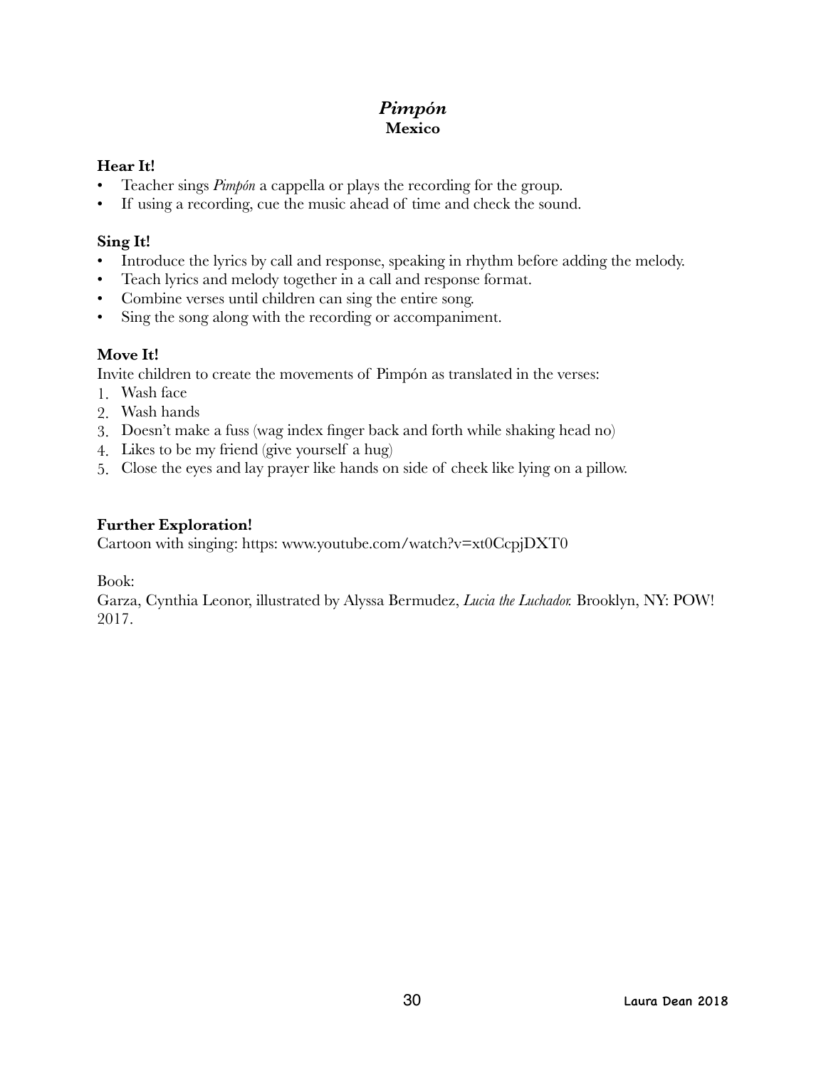## *Pimpón*
**Mexico**

**Hear It!**

- Teacher sings *Pimpón* a cappella or plays the recording for the group.
- If using a recording, cue the music ahead of time and check the sound.

**Sing It!**

- Introduce the lyrics by call and response, speaking in rhythm before adding the melody.
- Teach lyrics and melody together in a call and response format.
- Combine verses until children can sing the entire song.
- Sing the song along with the recording or accompaniment.

**Move It!**

Invite children to create the movements of Pimpón as translated in the verses:

1. Wash face
2. Wash hands
3. Doesn't make a fuss (wag index finger back and forth while shaking head no)
4. Likes to be my friend (give yourself a hug)
5. Close the eyes and lay prayer like hands on side of cheek like lying on a pillow.

**Further Exploration!**

Cartoon with singing: https: www.youtube.com/watch?v=xt0CcpjDXT0

Book:

Garza, Cynthia Leonor, illustrated by Alyssa Bermudez, *Lucia the Luchador.* Brooklyn, NY: POW! 2017.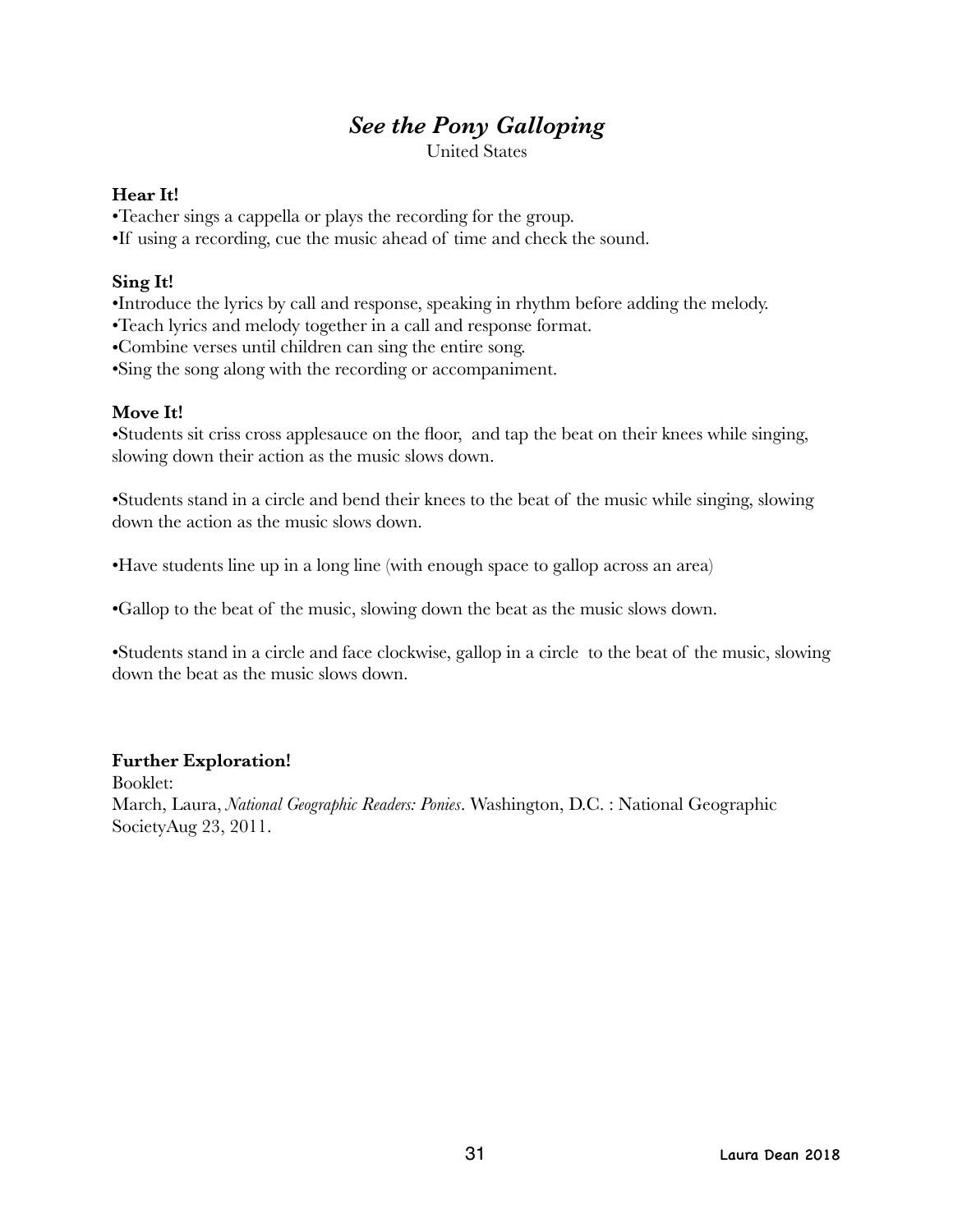## *See the Pony Galloping*

United States

**Hear It!**

•Teacher sings a cappella or plays the recording for the group.
•If using a recording, cue the music ahead of time and check the sound.

**Sing It!**

•Introduce the lyrics by call and response, speaking in rhythm before adding the melody.
•Teach lyrics and melody together in a call and response format.
•Combine verses until children can sing the entire song.
•Sing the song along with the recording or accompaniment.

**Move It!**

•Students sit criss cross applesauce on the floor, and tap the beat on their knees while singing, slowing down their action as the music slows down.

•Students stand in a circle and bend their knees to the beat of the music while singing, slowing down the action as the music slows down.

•Have students line up in a long line (with enough space to gallop across an area)

•Gallop to the beat of the music, slowing down the beat as the music slows down.

•Students stand in a circle and face clockwise, gallop in a circle to the beat of the music, slowing down the beat as the music slows down.

**Further Exploration!**

Booklet:
March, Laura, *National Geographic Readers: Ponies*. Washington, D.C. : National Geographic SocietyAug 23, 2011.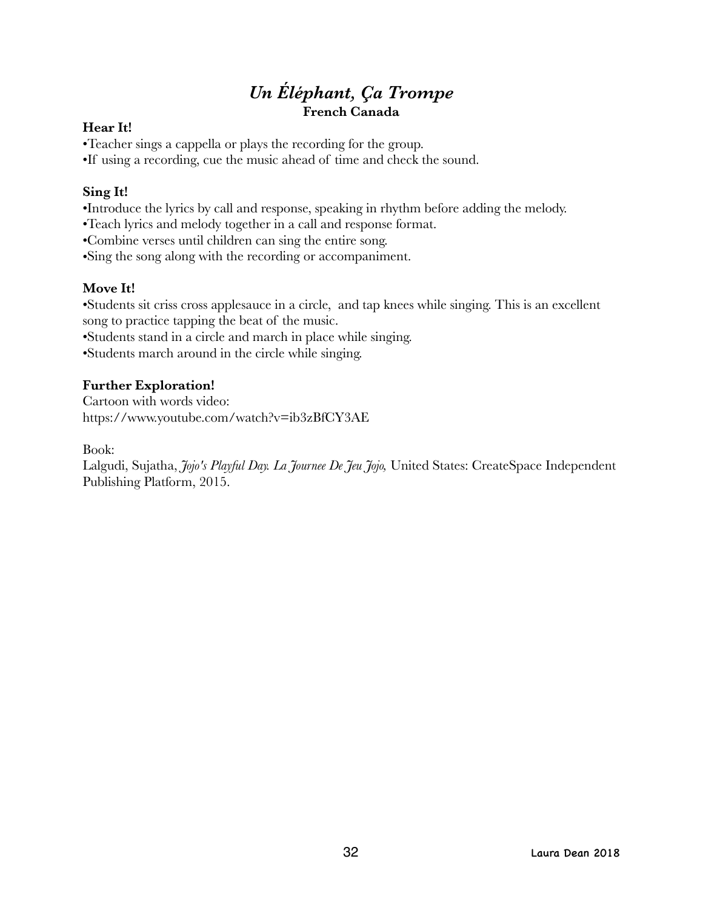# *Un Éléphant, Ça Trompe*

**French Canada**

**Hear It!**

•Teacher sings a cappella or plays the recording for the group.
•If using a recording, cue the music ahead of time and check the sound.

**Sing It!**

•Introduce the lyrics by call and response, speaking in rhythm before adding the melody.
•Teach lyrics and melody together in a call and response format.
•Combine verses until children can sing the entire song.
•Sing the song along with the recording or accompaniment.

**Move It!**

•Students sit criss cross applesauce in a circle, and tap knees while singing. This is an excellent song to practice tapping the beat of the music.
•Students stand in a circle and march in place while singing.
•Students march around in the circle while singing.

**Further Exploration!**

Cartoon with words video:
https://www.youtube.com/watch?v=ib3zBfCY3AE

Book:
Lalgudi, Sujatha, *Jojo's Playful Day. La Journee De Jeu Jojo,* United States: CreateSpace Independent Publishing Platform, 2015.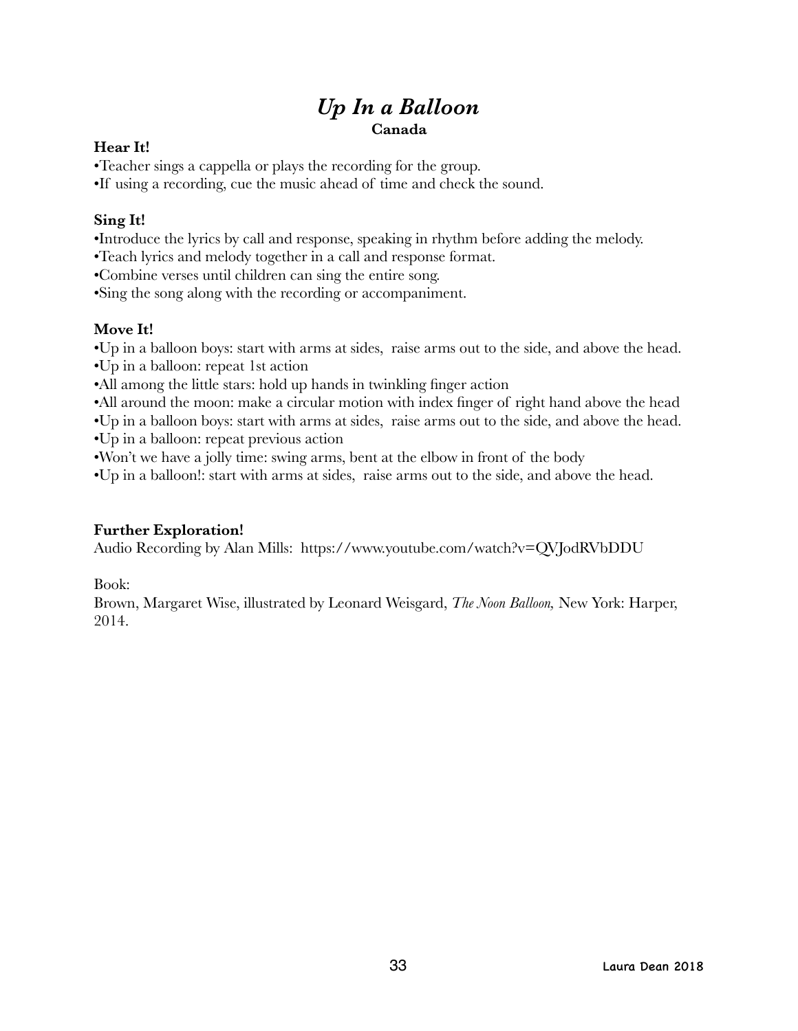# *Up In a Balloon*

**Canada**

**Hear It!**

•Teacher sings a cappella or plays the recording for the group.
•If using a recording, cue the music ahead of time and check the sound.

**Sing It!**

•Introduce the lyrics by call and response, speaking in rhythm before adding the melody.
•Teach lyrics and melody together in a call and response format.
•Combine verses until children can sing the entire song.
•Sing the song along with the recording or accompaniment.

**Move It!**

•Up in a balloon boys: start with arms at sides, raise arms out to the side, and above the head.
•Up in a balloon: repeat 1st action
•All among the little stars: hold up hands in twinkling finger action
•All around the moon: make a circular motion with index finger of right hand above the head
•Up in a balloon boys: start with arms at sides, raise arms out to the side, and above the head.
•Up in a balloon: repeat previous action
•Won't we have a jolly time: swing arms, bent at the elbow in front of the body
•Up in a balloon!: start with arms at sides, raise arms out to the side, and above the head.

**Further Exploration!**

Audio Recording by Alan Mills: https://www.youtube.com/watch?v=QVJodRVbDDU

Book:
Brown, Margaret Wise, illustrated by Leonard Weisgard, *The Noon Balloon,* New York: Harper, 2014.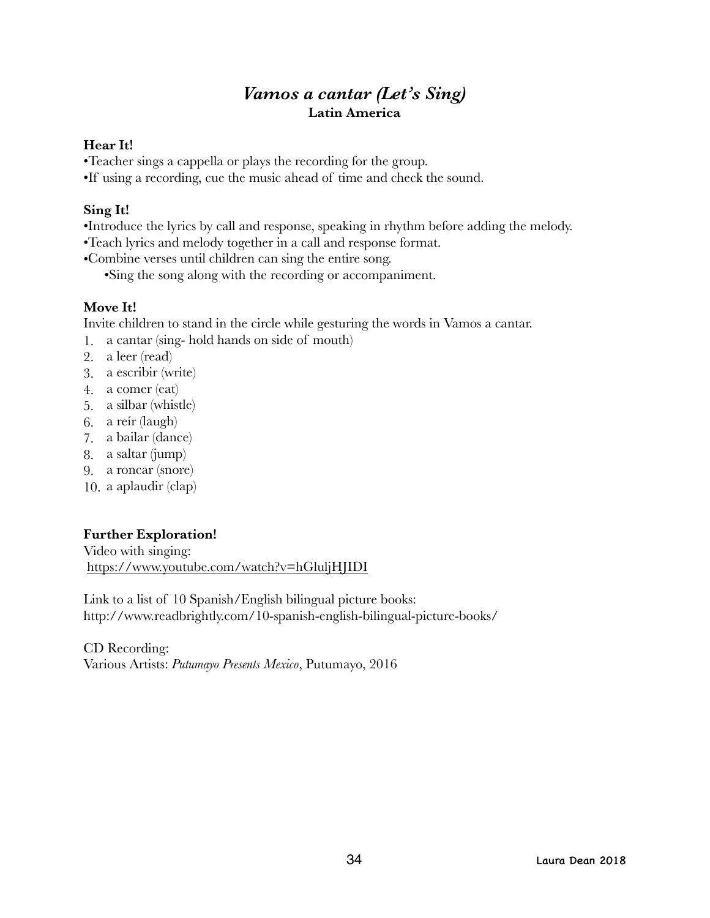## *Vamos a cantar (Let's Sing)*

**Latin America**

**Hear It!**

•Teacher sings a cappella or plays the recording for the group.
•If using a recording, cue the music ahead of time and check the sound.

**Sing It!**

•Introduce the lyrics by call and response, speaking in rhythm before adding the melody.
•Teach lyrics and melody together in a call and response format.
•Combine verses until children can sing the entire song.
•Sing the song along with the recording or accompaniment.

**Move It!**

Invite children to stand in the circle while gesturing the words in Vamos a cantar.

1. a cantar (sing- hold hands on side of mouth)
2. a leer (read)
3. a escribir (write)
4. a comer (eat)
5. a silbar (whistle)
6. a reír (laugh)
7. a bailar (dance)
8. a saltar (jump)
9. a roncar (snore)
10. a aplaudir (clap)

**Further Exploration!**

Video with singing:
https://www.youtube.com/watch?v=hGluljHJIDI

Link to a list of 10 Spanish/English bilingual picture books:
http://www.readbrightly.com/10-spanish-english-bilingual-picture-books/

CD Recording:
Various Artists: *Putumayo Presents Mexico*, Putumayo, 2016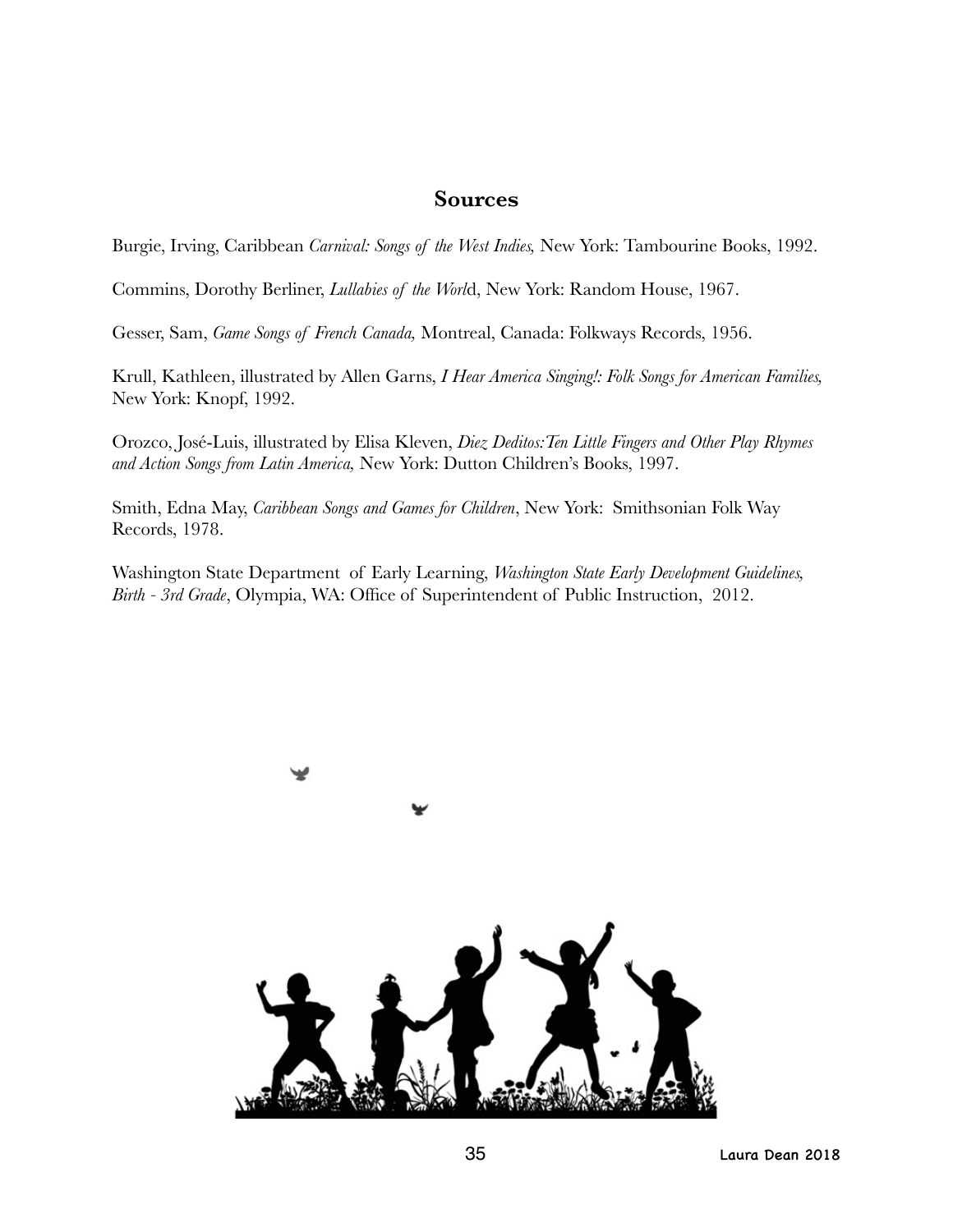## Sources

Burgie, Irving, Caribbean *Carnival: Songs of the West Indies,* New York: Tambourine Books, 1992.

Commins, Dorothy Berliner, *Lullabies of the Worl*d, New York: Random House, 1967.

Gesser, Sam, *Game Songs of French Canada,* Montreal, Canada: Folkways Records, 1956.

Krull, Kathleen, illustrated by Allen Garns, *I Hear America Singing!: Folk Songs for American Families,* New York: Knopf, 1992.

Orozco, José-Luis, illustrated by Elisa Kleven, *Diez Deditos:Ten Little Fingers and Other Play Rhymes and Action Songs from Latin America,* New York: Dutton Children's Books, 1997.

Smith, Edna May, *Caribbean Songs and Games for Children*, New York: Smithsonian Folk Way Records, 1978.

Washington State Department of Early Learning, *Washington State Early Development Guidelines, Birth - 3rd Grade*, Olympia, WA: Office of Superintendent of Public Instruction, 2012.